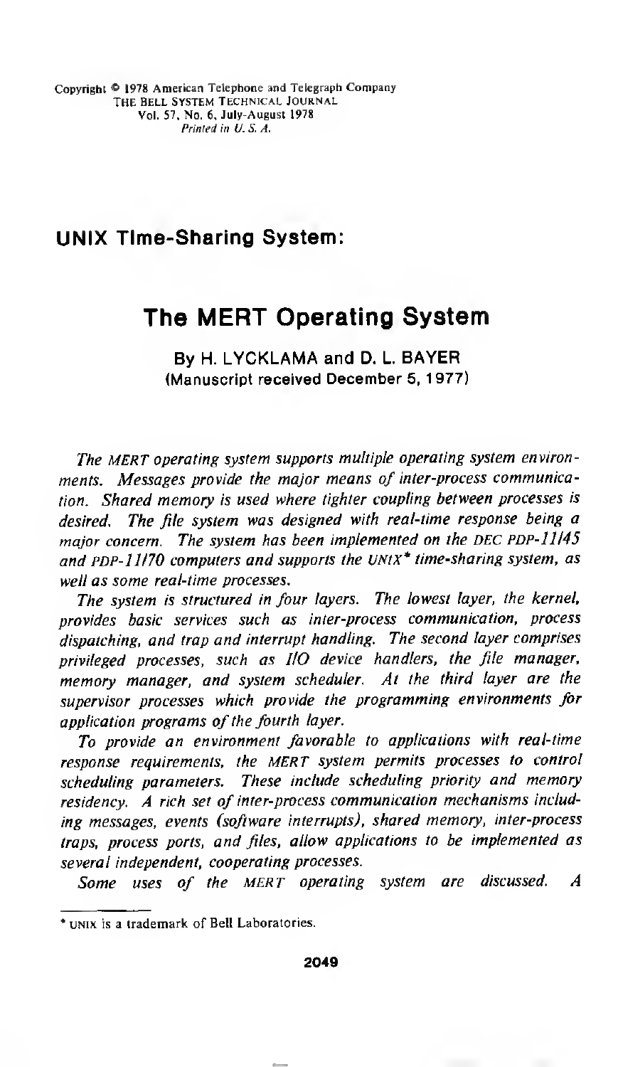Copyright © 1978 American Telephone and Telegraph Company
THE BELL SYSTEM TECHNICAL JOURNAL
Vol. 57, No. 6, July-August 1978
*Printed in U. S. A.*

## UNIX Time-Sharing System:

# The MERT Operating System

**By H. LYCKLAMA and D. L. BAYER**
**(Manuscript received December 5, 1977)**

*The MERT operating system supports multiple operating system environments. Messages provide the major means of inter-process communication. Shared memory is used where tighter coupling between processes is desired. The file system was designed with real-time response being a major concern. The system has been implemented on the DEC PDP-11/45 and PDP-11/70 computers and supports the UNIX\* time-sharing system, as well as some real-time processes.*

*The system is structured in four layers. The lowest layer, the kernel, provides basic services such as inter-process communication, process dispatching, and trap and interrupt handling. The second layer comprises privileged processes, such as I/O device handlers, the file manager, memory manager, and system scheduler. At the third layer are the supervisor processes which provide the programming environments for application programs of the fourth layer.*

*To provide an environment favorable to applications with real-time response requirements, the MERT system permits processes to control scheduling parameters. These include scheduling priority and memory residency. A rich set of inter-process communication mechanisms including messages, events (software interrupts), shared memory, inter-process traps, process ports, and files, allow applications to be implemented as several independent, cooperating processes.*

*Some uses of the MERT operating system are discussed. A*

\* UNIX is a trademark of Bell Laboratories.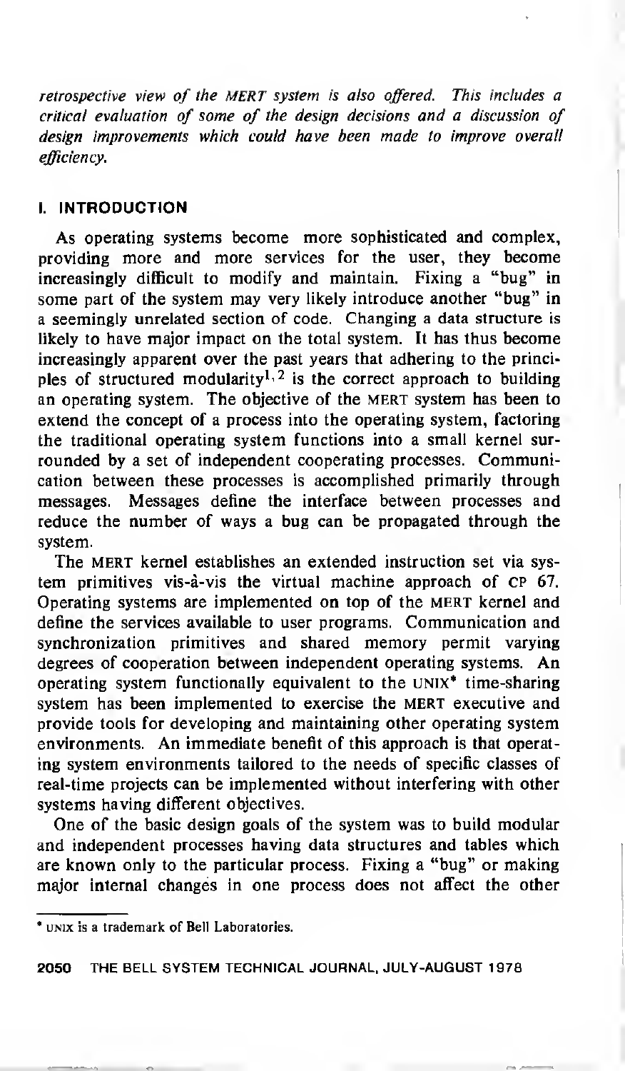*retrospective view of the MERT system is also offered. This includes a critical evaluation of some of the design decisions and a discussion of design improvements which could have been made to improve overall efficiency.*

## I. INTRODUCTION

As operating systems become more sophisticated and complex, providing more and more services for the user, they become increasingly difficult to modify and maintain. Fixing a "bug" in some part of the system may very likely introduce another "bug" in a seemingly unrelated section of code. Changing a data structure is likely to have major impact on the total system. It has thus become increasingly apparent over the past years that adhering to the principles of structured modularity[1,2] is the correct approach to building an operating system. The objective of the MERT system has been to extend the concept of a process into the operating system, factoring the traditional operating system functions into a small kernel surrounded by a set of independent cooperating processes. Communication between these processes is accomplished primarily through messages. Messages define the interface between processes and reduce the number of ways a bug can be propagated through the system.

The MERT kernel establishes an extended instruction set via system primitives vis-à-vis the virtual machine approach of CP 67. Operating systems are implemented on top of the MERT kernel and define the services available to user programs. Communication and synchronization primitives and shared memory permit varying degrees of cooperation between independent operating systems. An operating system functionally equivalent to the UNIX* time-sharing system has been implemented to exercise the MERT executive and provide tools for developing and maintaining other operating system environments. An immediate benefit of this approach is that operating system environments tailored to the needs of specific classes of real-time projects can be implemented without interfering with other systems having different objectives.

One of the basic design goals of the system was to build modular and independent processes having data structures and tables which are known only to the particular process. Fixing a "bug" or making major internal changes in one process does not affect the other

\* UNIX is a trademark of Bell Laboratories.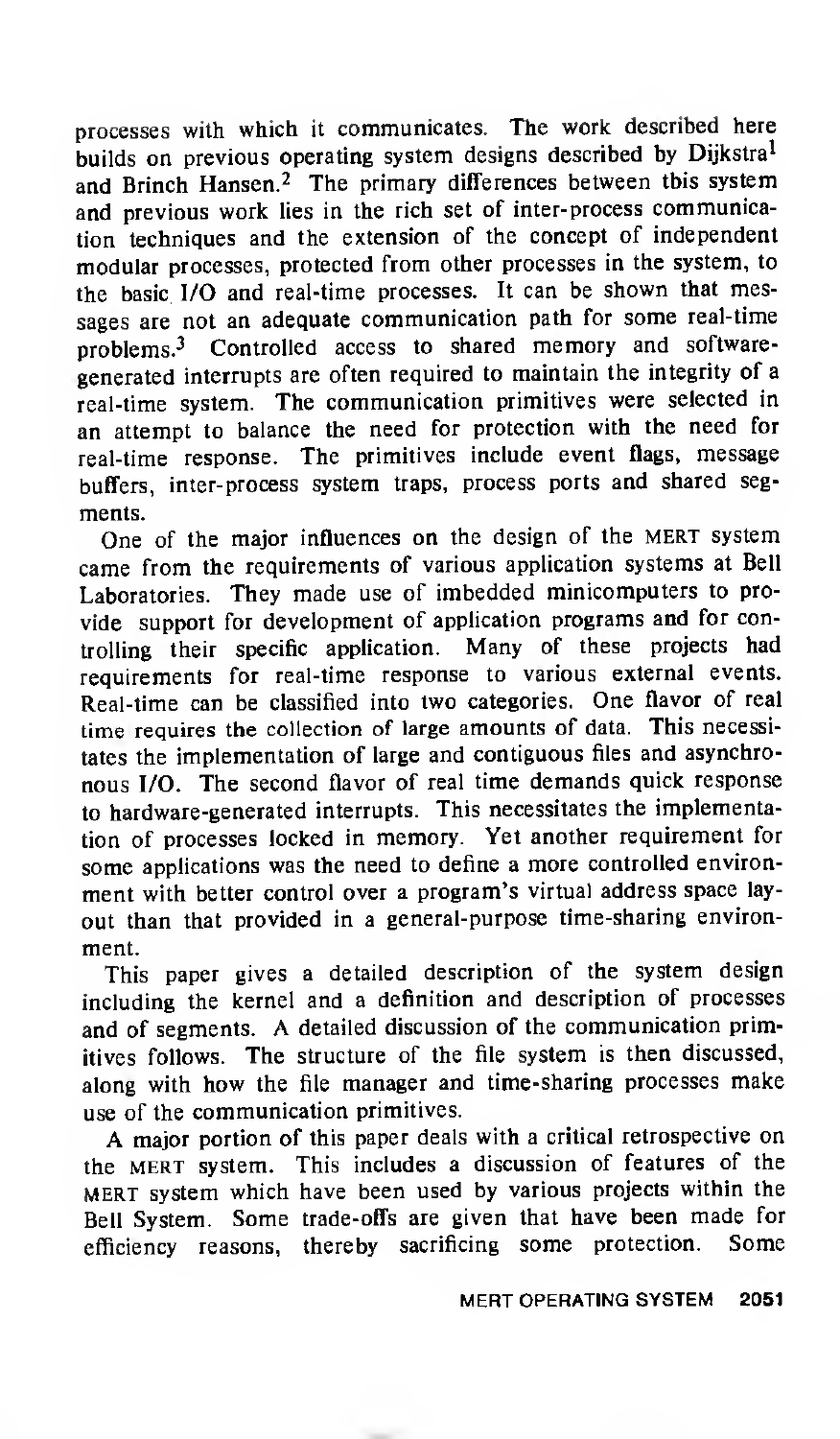processes with which it communicates. The work described here builds on previous operating system designs described by Dijkstra[1] and Brinch Hansen.[2] The primary differences between tbis system and previous work lies in the rich set of inter-process communication techniques and the extension of the concept of independent modular processes, protected from other processes in the system, to the basic I/O and real-time processes. It can be shown that messages are not an adequate communication path for some real-time problems.[3] Controlled access to shared memory and software-generated interrupts are often required to maintain the integrity of a real-time system. The communication primitives were selected in an attempt to balance the need for protection with the need for real-time response. The primitives include event flags, message buffers, inter-process system traps, process ports and shared segments.

One of the major influences on the design of the MERT system came from the requirements of various application systems at Bell Laboratories. They made use of imbedded minicomputers to provide support for development of application programs and for controlling their specific application. Many of these projects had requirements for real-time response to various external events. Real-time can be classified into two categories. One flavor of real time requires the collection of large amounts of data. This necessitates the implementation of large and contiguous files and asynchronous I/O. The second flavor of real time demands quick response to hardware-generated interrupts. This necessitates the implementation of processes locked in memory. Yet another requirement for some applications was the need to define a more controlled environment with better control over a program's virtual address space layout than that provided in a general-purpose time-sharing environment.

This paper gives a detailed description of the system design including the kernel and a definition and description of processes and of segments. A detailed discussion of the communication primitives follows. The structure of the file system is then discussed, along with how the file manager and time-sharing processes make use of the communication primitives.

A major portion of this paper deals with a critical retrospective on the MERT system. This includes a discussion of features of the MERT system which have been used by various projects within the Bell System. Some trade-offs are given that have been made for efficiency reasons, thereby sacrificing some protection. Some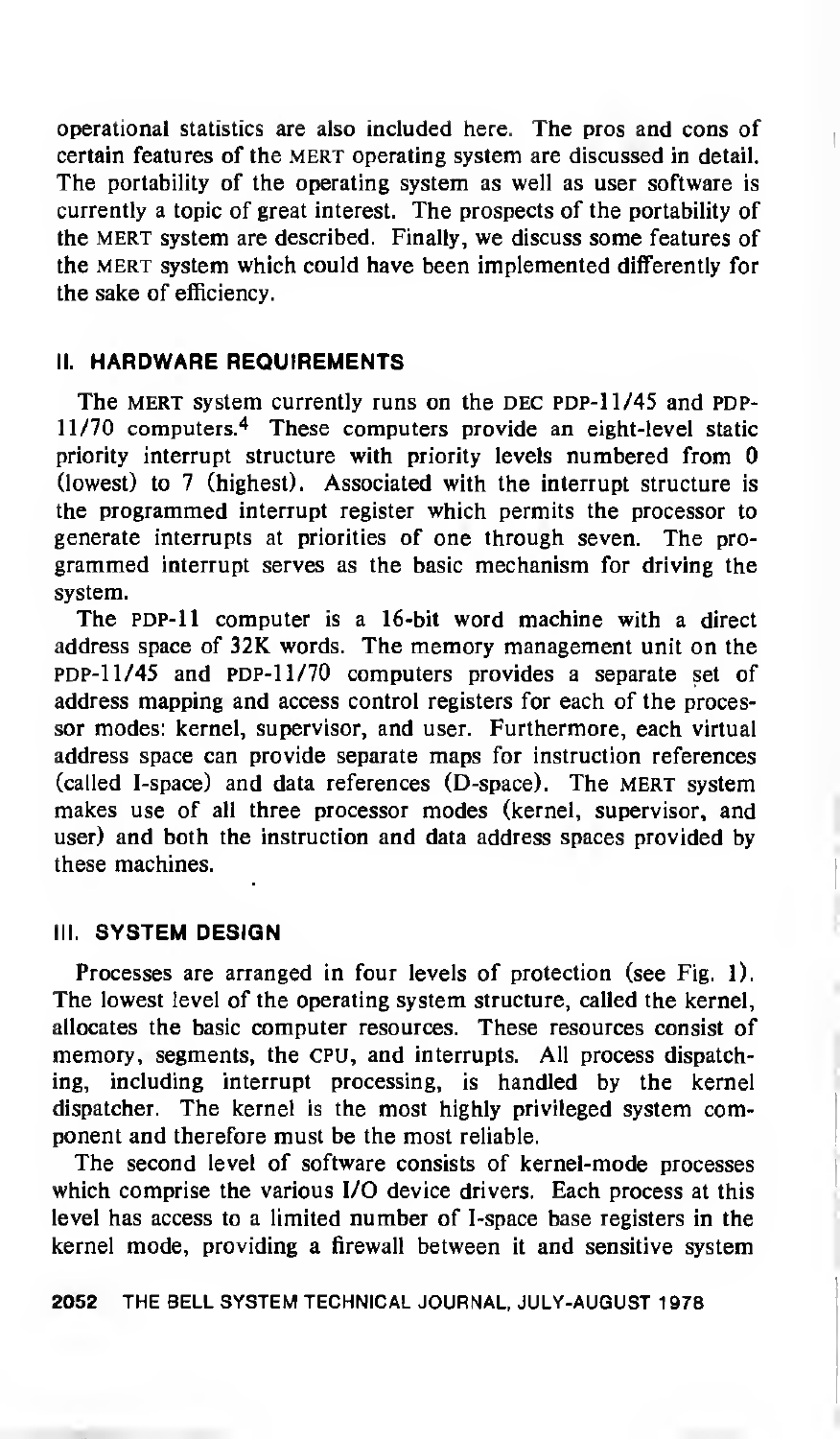operational statistics are also included here. The pros and cons of certain features of the MERT operating system are discussed in detail. The portability of the operating system as well as user software is currently a topic of great interest. The prospects of the portability of the MERT system are described. Finally, we discuss some features of the MERT system which could have been implemented differently for the sake of efficiency.

## II. HARDWARE REQUIREMENTS

The MERT system currently runs on the DEC PDP-11/45 and PDP-11/70 computers.[4] These computers provide an eight-level static priority interrupt structure with priority levels numbered from 0 (lowest) to 7 (highest). Associated with the interrupt structure is the programmed interrupt register which permits the processor to generate interrupts at priorities of one through seven. The programmed interrupt serves as the basic mechanism for driving the system.

The PDP-11 computer is a 16-bit word machine with a direct address space of 32K words. The memory management unit on the PDP-11/45 and PDP-11/70 computers provides a separate set of address mapping and access control registers for each of the processor modes: kernel, supervisor, and user. Furthermore, each virtual address space can provide separate maps for instruction references (called I-space) and data references (D-space). The MERT system makes use of all three processor modes (kernel, supervisor, and user) and both the instruction and data address spaces provided by these machines.

## III. SYSTEM DESIGN

Processes are arranged in four levels of protection (see Fig. 1). The lowest level of the operating system structure, called the kernel, allocates the basic computer resources. These resources consist of memory, segments, the CPU, and interrupts. All process dispatching, including interrupt processing, is handled by the kernel dispatcher. The kernel is the most highly privileged system component and therefore must be the most reliable.

The second level of software consists of kernel-mode processes which comprise the various I/O device drivers. Each process at this level has access to a limited number of I-space base registers in the kernel mode, providing a firewall between it and sensitive system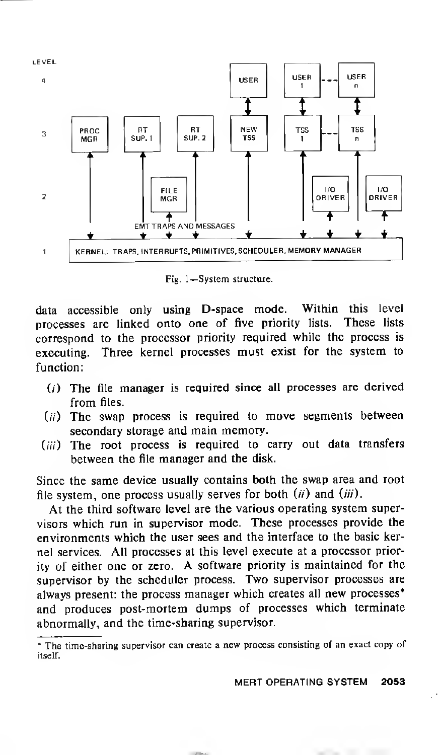Fig. 1—System structure.

data accessible only using D-space mode. Within this level processes are linked onto one of five priority lists. These lists correspond to the processor priority required while the process is executing. Three kernel processes must exist for the system to function:

(*i*) The file manager is required since all processes are derived from files.

(*ii*) The swap process is required to move segments between secondary storage and main memory.

(*iii*) The root process is required to carry out data transfers between the file manager and the disk.

Since the same device usually contains both the swap area and root file system, one process usually serves for both (*ii*) and (*iii*).

At the third software level are the various operating system supervisors which run in supervisor mode. These processes provide the environments which the user sees and the interface to the basic kernel services. All processes at this level execute at a processor priority of either one or zero. A software priority is maintained for the supervisor by the scheduler process. Two supervisor processes are always present: the process manager which creates all new processes* and produces post-mortem dumps of processes which terminate abnormally, and the time-sharing supervisor.

* The time-sharing supervisor can create a new process consisting of an exact copy of itself.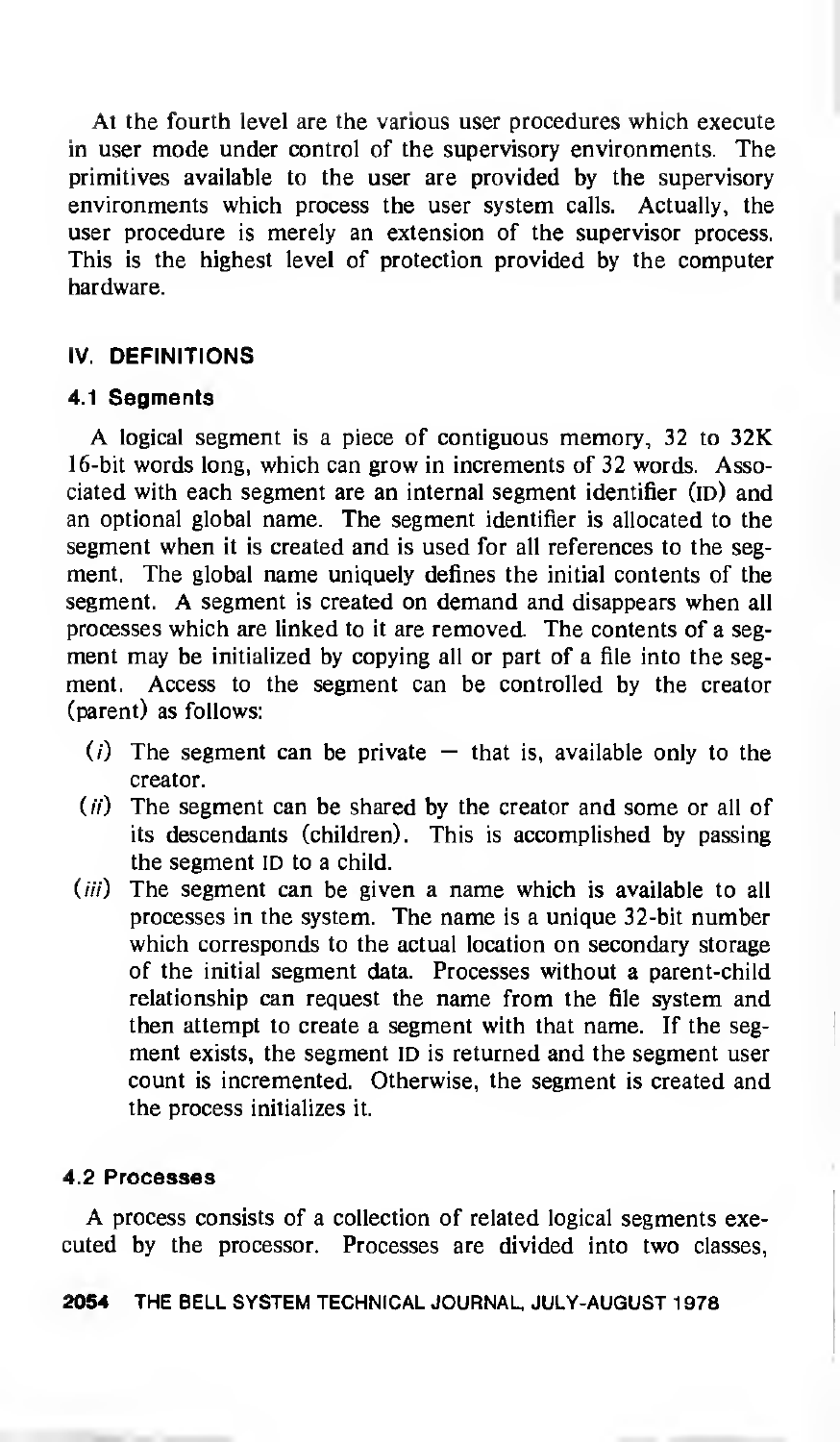At the fourth level are the various user procedures which execute in user mode under control of the supervisory environments. The primitives available to the user are provided by the supervisory environments which process the user system calls. Actually, the user procedure is merely an extension of the supervisor process. This is the highest level of protection provided by the computer hardware.

## IV. DEFINITIONS

### 4.1 Segments

A logical segment is a piece of contiguous memory, 32 to 32K 16-bit words long, which can grow in increments of 32 words. Associated with each segment are an internal segment identifier (ID) and an optional global name. The segment identifier is allocated to the segment when it is created and is used for all references to the segment. The global name uniquely defines the initial contents of the segment. A segment is created on demand and disappears when all processes which are linked to it are removed. The contents of a segment may be initialized by copying all or part of a file into the segment. Access to the segment can be controlled by the creator (parent) as follows:

- (*i*) The segment can be private — that is, available only to the creator.
- (*ii*) The segment can be shared by the creator and some or all of its descendants (children). This is accomplished by passing the segment ID to a child.
- (*iii*) The segment can be given a name which is available to all processes in the system. The name is a unique 32-bit number which corresponds to the actual location on secondary storage of the initial segment data. Processes without a parent-child relationship can request the name from the file system and then attempt to create a segment with that name. If the segment exists, the segment ID is returned and the segment user count is incremented. Otherwise, the segment is created and the process initializes it.

### 4.2 Processes

A process consists of a collection of related logical segments executed by the processor. Processes are divided into two classes,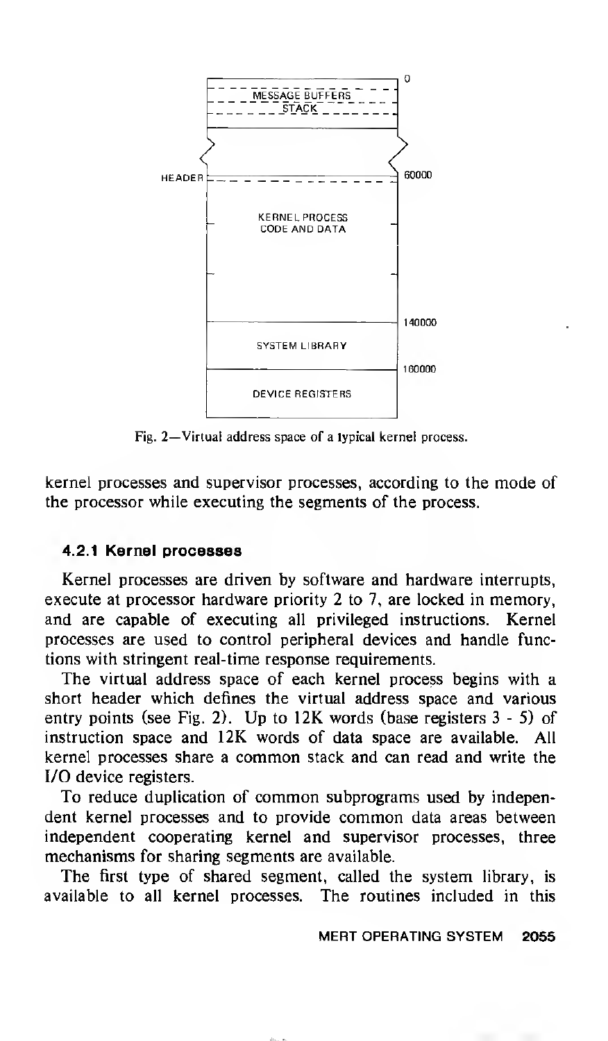Fig. 2—Virtual address space of a typical kernel process.

kernel processes and supervisor processes, according to the mode of the processor while executing the segments of the process.

### 4.2.1 Kernel processes

Kernel processes are driven by software and hardware interrupts, execute at processor hardware priority 2 to 7, are locked in memory, and are capable of executing all privileged instructions. Kernel processes are used to control peripheral devices and handle functions with stringent real-time response requirements.

The virtual address space of each kernel process begins with a short header which defines the virtual address space and various entry points (see Fig. 2). Up to 12K words (base registers 3 - 5) of instruction space and 12K words of data space are available. All kernel processes share a common stack and can read and write the I/O device registers.

To reduce duplication of common subprograms used by independent kernel processes and to provide common data areas between independent cooperating kernel and supervisor processes, three mechanisms for sharing segments are available.

The first type of shared segment, called the system library, is available to all kernel processes. The routines included in this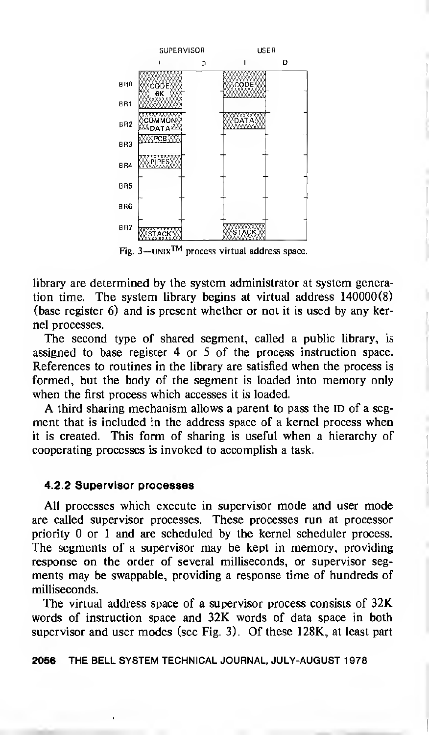Fig. 3—UNIX™ process virtual address space.

library are determined by the system administrator at system generation time. The system library begins at virtual address 140000(8) (base register 6) and is present whether or not it is used by any kernel processes.

The second type of shared segment, called a public library, is assigned to base register 4 or 5 of the process instruction space. References to routines in the library are satisfied when the process is formed, but the body of the segment is loaded into memory only when the first process which accesses it is loaded.

A third sharing mechanism allows a parent to pass the ID of a segment that is included in the address space of a kernel process when it is created. This form of sharing is useful when a hierarchy of cooperating processes is invoked to accomplish a task.

#### 4.2.2 Supervisor processes

All processes which execute in supervisor mode and user mode are called supervisor processes. These processes run at processor priority 0 or 1 and are scheduled by the kernel scheduler process. The segments of a supervisor may be kept in memory, providing response on the order of several milliseconds, or supervisor segments may be swappable, providing a response time of hundreds of milliseconds.

The virtual address space of a supervisor process consists of 32K words of instruction space and 32K words of data space in both supervisor and user modes (see Fig. 3). Of these 128K, at least part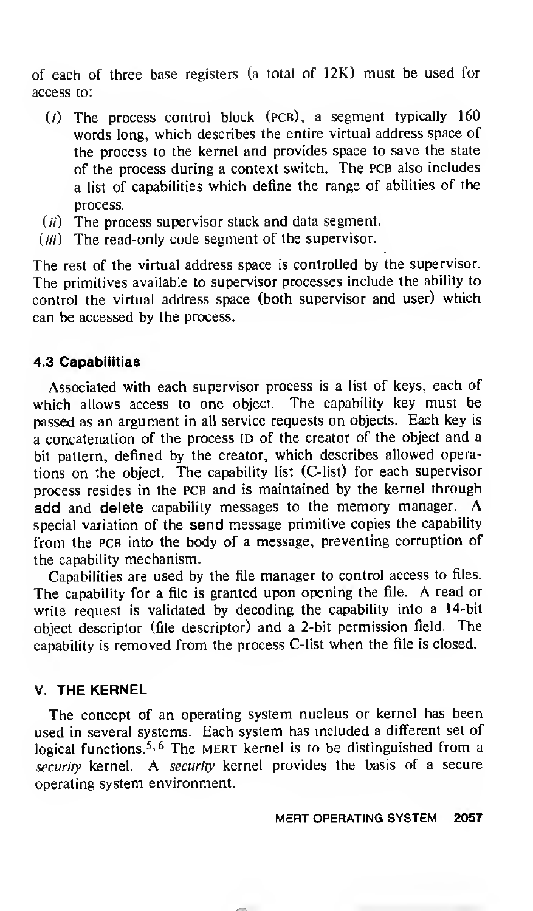of each of three base registers (a total of 12K) must be used for access to:

- (*i*) The process control block (PCB), a segment typically 160 words long, which describes the entire virtual address space of the process to the kernel and provides space to save the state of the process during a context switch. The PCB also includes a list of capabilities which define the range of abilities of the process.
- (*ii*) The process supervisor stack and data segment.
- (*iii*) The read-only code segment of the supervisor.

The rest of the virtual address space is controlled by the supervisor. The primitives available to supervisor processes include the ability to control the virtual address space (both supervisor and user) which can be accessed by the process.

### 4.3 Capabilities

Associated with each supervisor process is a list of keys, each of which allows access to one object. The capability key must be passed as an argument in all service requests on objects. Each key is a concatenation of the process ID of the creator of the object and a bit pattern, defined by the creator, which describes allowed operations on the object. The capability list (C-list) for each supervisor process resides in the PCB and is maintained by the kernel through **add** and **delete** capability messages to the memory manager. A special variation of the **send** message primitive copies the capability from the PCB into the body of a message, preventing corruption of the capability mechanism.

Capabilities are used by the file manager to control access to files. The capability for a file is granted upon opening the file. A read or write request is validated by decoding the capability into a 14-bit object descriptor (file descriptor) and a 2-bit permission field. The capability is removed from the process C-list when the file is closed.

## V. THE KERNEL

The concept of an operating system nucleus or kernel has been used in several systems. Each system has included a different set of logical functions.[5,6] The MERT kernel is to be distinguished from a *security* kernel. A *security* kernel provides the basis of a secure operating system environment.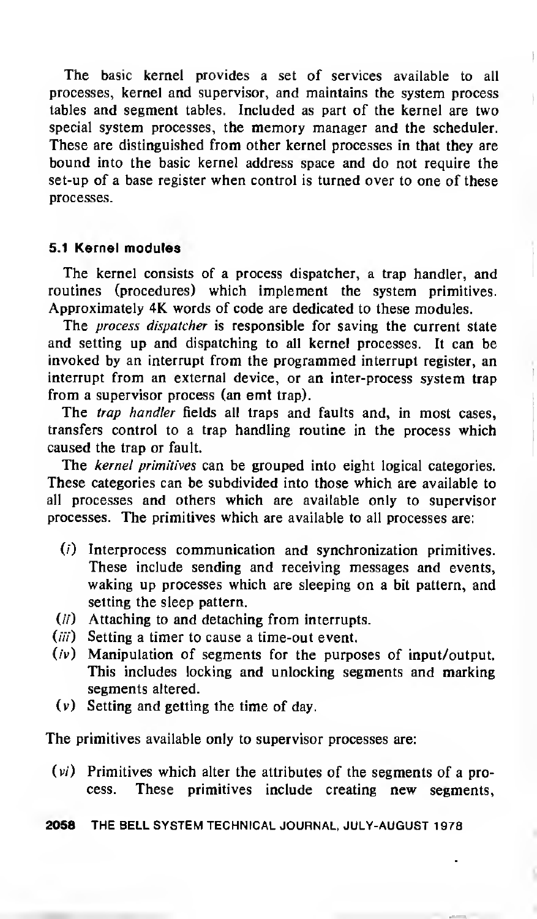The basic kernel provides a set of services available to all processes, kernel and supervisor, and maintains the system process tables and segment tables. Included as part of the kernel are two special system processes, the memory manager and the scheduler. These are distinguished from other kernel processes in that they are bound into the basic kernel address space and do not require the set-up of a base register when control is turned over to one of these processes.

### 5.1 Kernel modules

The kernel consists of a process dispatcher, a trap handler, and routines (procedures) which implement the system primitives. Approximately 4K words of code are dedicated to these modules.

The *process dispatcher* is responsible for saving the current state and setting up and dispatching to all kernel processes. It can be invoked by an interrupt from the programmed interrupt register, an interrupt from an external device, or an inter-process system trap from a supervisor process (an **emt** trap).

The *trap handler* fields all traps and faults and, in most cases, transfers control to a trap handling routine in the process which caused the trap or fault.

The *kernel primitives* can be grouped into eight logical categories. These categories can be subdivided into those which are available to all processes and others which are available only to supervisor processes. The primitives which are available to all processes are:

- (*i*) Interprocess communication and synchronization primitives. These include sending and receiving messages and events, waking up processes which are sleeping on a bit pattern, and setting the sleep pattern.
- (*ii*) Attaching to and detaching from interrupts.
- (*iii*) Setting a timer to cause a time-out event.
- (*iv*) Manipulation of segments for the purposes of input/output. This includes locking and unlocking segments and marking segments altered.
- (*v*) Setting and getting the time of day.

The primitives available only to supervisor processes are:

- (*vi*) Primitives which alter the attributes of the segments of a process. These primitives include creating new segments,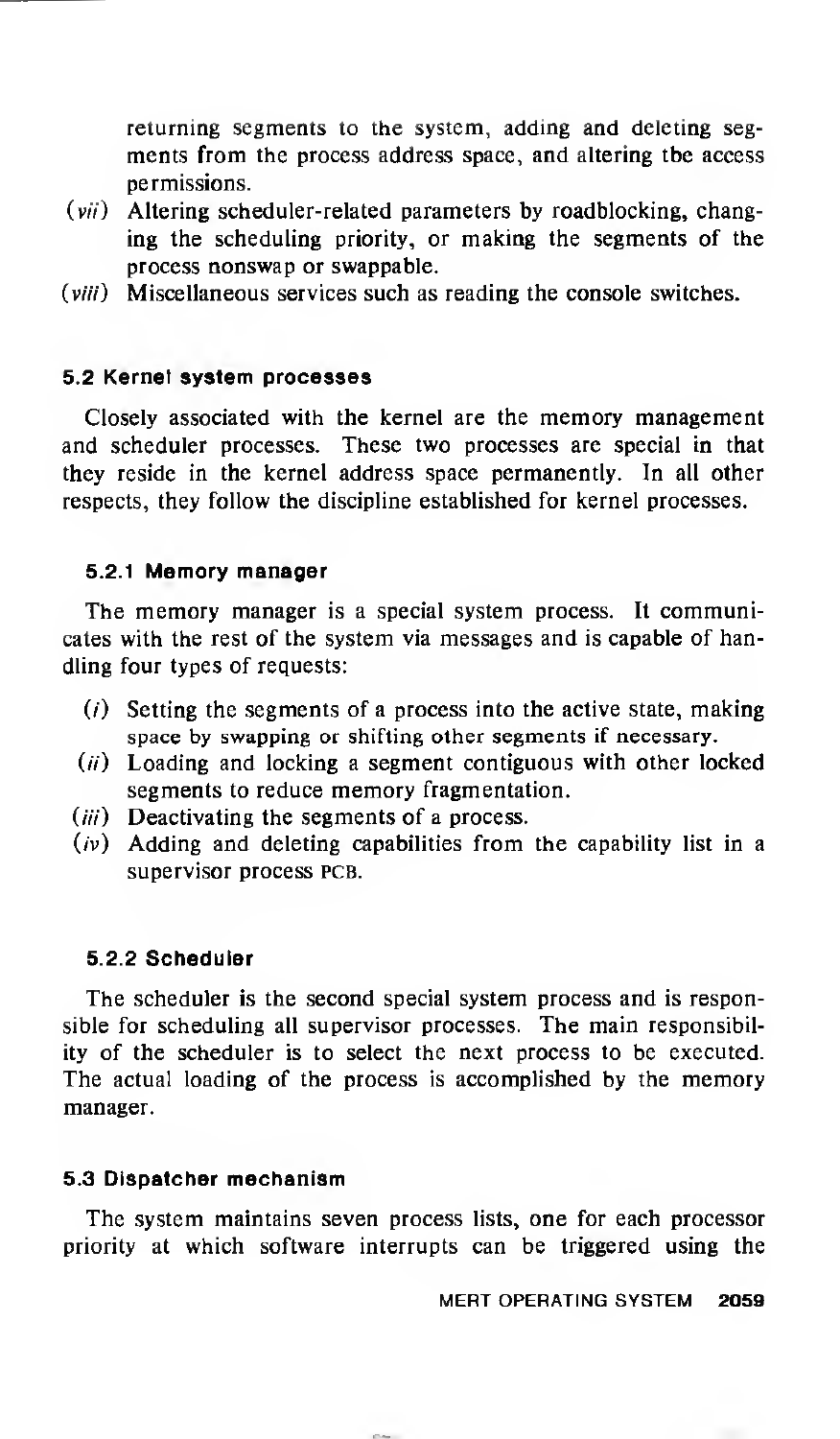returning segments to the system, adding and deleting segments from the process address space, and altering tbe access permissions.

(*vii*) Altering scheduler-related parameters by roadblocking, changing the scheduling priority, or making the segments of the process nonswap or swappable.

(*viii*) Miscellaneous services such as reading the console switches.

### 5.2 Kernel system processes

Closely associated with the kernel are the memory management and scheduler processes. These two processes are special in that they reside in the kernel address space permanently. In all other respects, they follow the discipline established for kernel processes.

#### 5.2.1 Memory manager

The memory manager is a special system process. It communicates with the rest of the system via messages and is capable of handling four types of requests:

(*i*) Setting the segments of a process into the active state, making space by swapping or shifting other segments if necessary.

(*ii*) Loading and locking a segment contiguous with other locked segments to reduce memory fragmentation.

(*iii*) Deactivating the segments of a process.

(*iv*) Adding and deleting capabilities from the capability list in a supervisor process PCB.

#### 5.2.2 Scheduler

The scheduler is the second special system process and is responsible for scheduling all supervisor processes. The main responsibility of the scheduler is to select the next process to be executed. The actual loading of the process is accomplished by the memory manager.

### 5.3 Dispatcher mechanism

The system maintains seven process lists, one for each processor priority at which software interrupts can be triggered using the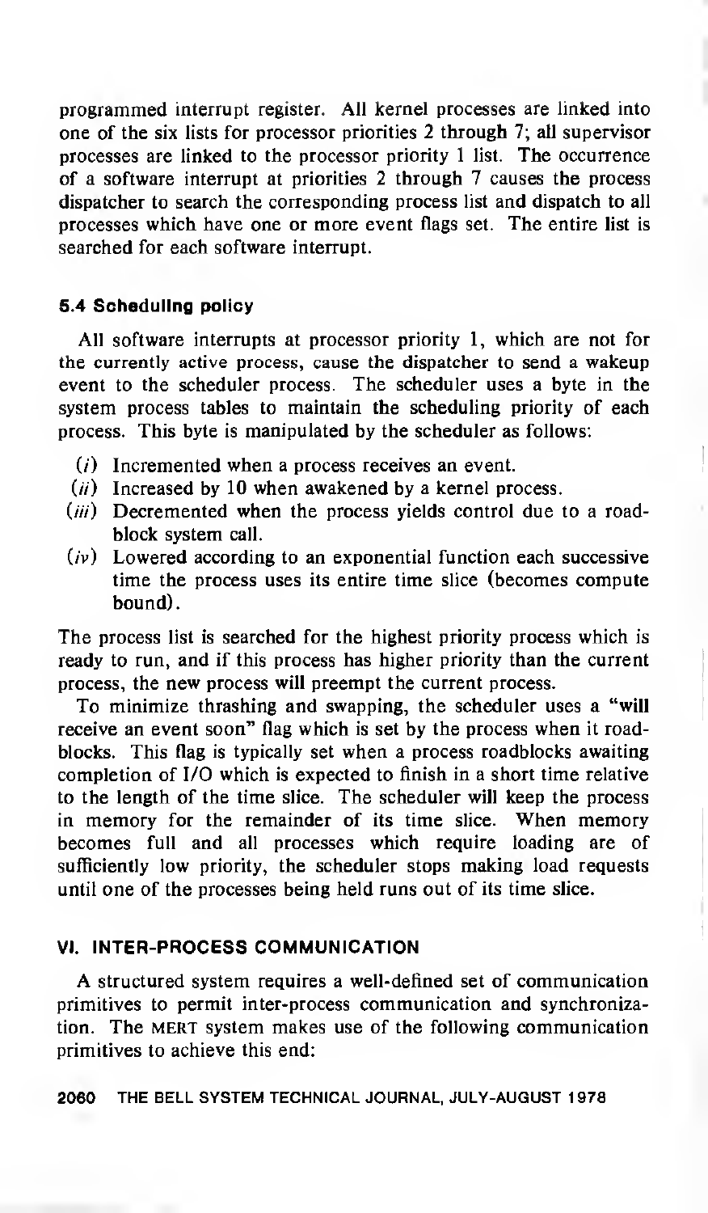programmed interrupt register. All kernel processes are linked into one of the six lists for processor priorities 2 through 7; all supervisor processes are linked to the processor priority 1 list. The occurrence of a software interrupt at priorities 2 through 7 causes the process dispatcher to search the corresponding process list and dispatch to all processes which have one or more event flags set. The entire list is searched for each software interrupt.

### 5.4 Scheduling policy

All software interrupts at processor priority 1, which are not for the currently active process, cause the dispatcher to send a wakeup event to the scheduler process. The scheduler uses a byte in the system process tables to maintain the scheduling priority of each process. This byte is manipulated by the scheduler as follows:

(*i*) Incremented when a process receives an event.

(*ii*) Increased by 10 when awakened by a kernel process.

(*iii*) Decremented when the process yields control due to a roadblock system call.

(*iv*) Lowered according to an exponential function each successive time the process uses its entire time slice (becomes compute bound).

The process list is searched for the highest priority process which is ready to run, and if this process has higher priority than the current process, the new process will preempt the current process.

To minimize thrashing and swapping, the scheduler uses a "will receive an event soon" flag which is set by the process when it roadblocks. This flag is typically set when a process roadblocks awaiting completion of I/O which is expected to finish in a short time relative to the length of the time slice. The scheduler will keep the process in memory for the remainder of its time slice. When memory becomes full and all processes which require loading are of sufficiently low priority, the scheduler stops making load requests until one of the processes being held runs out of its time slice.

## VI. INTER-PROCESS COMMUNICATION

A structured system requires a well-defined set of communication primitives to permit inter-process communication and synchronization. The MERT system makes use of the following communication primitives to achieve this end: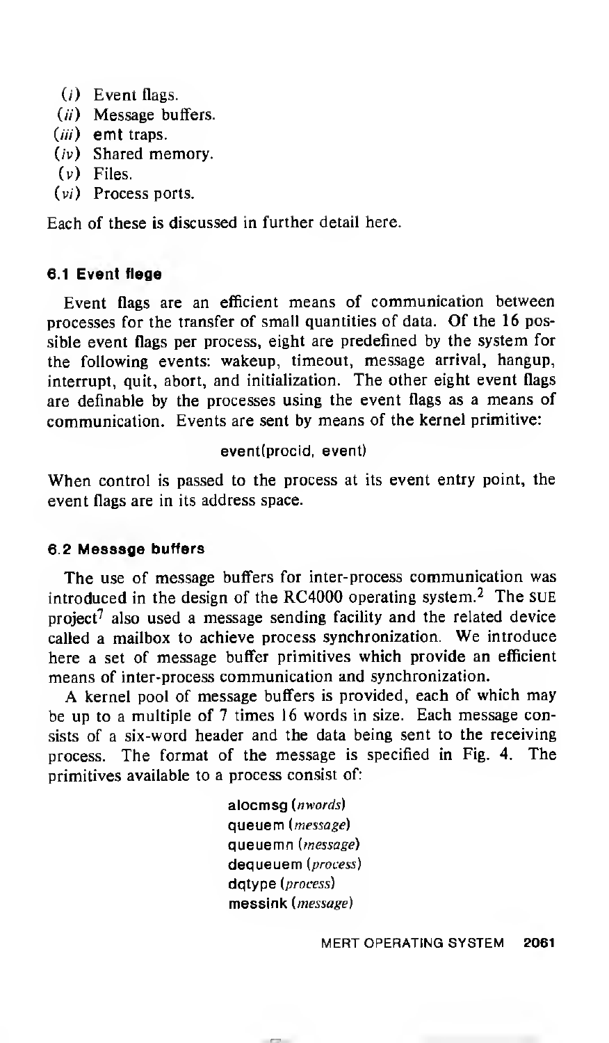(*i*) Event flags.
(*ii*) Message buffers.
(*iii*) **emt** traps.
(*iv*) Shared memory.
(*v*) Files.
(*vi*) Process ports.

Each of these is discussed in further detail here.

### 6.1 Event flags

Event flags are an efficient means of communication between processes for the transfer of small quantities of data. Of the 16 possible event flags per process, eight are predefined by the system for the following events: wakeup, timeout, message arrival, hangup, interrupt, quit, abort, and initialization. The other eight event flags are definable by the processes using the event flags as a means of communication. Events are sent by means of the kernel primitive:

```
event(procid, event)
```

When control is passed to the process at its event entry point, the event flags are in its address space.

### 6.2 Message buffers

The use of message buffers for inter-process communication was introduced in the design of the RC4000 operating system.[2] The SUE project[7] also used a message sending facility and the related device called a mailbox to achieve process synchronization. We introduce here a set of message buffer primitives which provide an efficient means of inter-process communication and synchronization.

A kernel pool of message buffers is provided, each of which may be up to a multiple of 7 times 16 words in size. Each message consists of a six-word header and the data being sent to the receiving process. The format of the message is specified in Fig. 4. The primitives available to a process consist of:

**alocmsg** (*nwords*)
**queuem** (*message*)
**queuemn** (*message*)
**dequeuem** (*process*)
**dqtype** (*process*)
**messink** (*message*)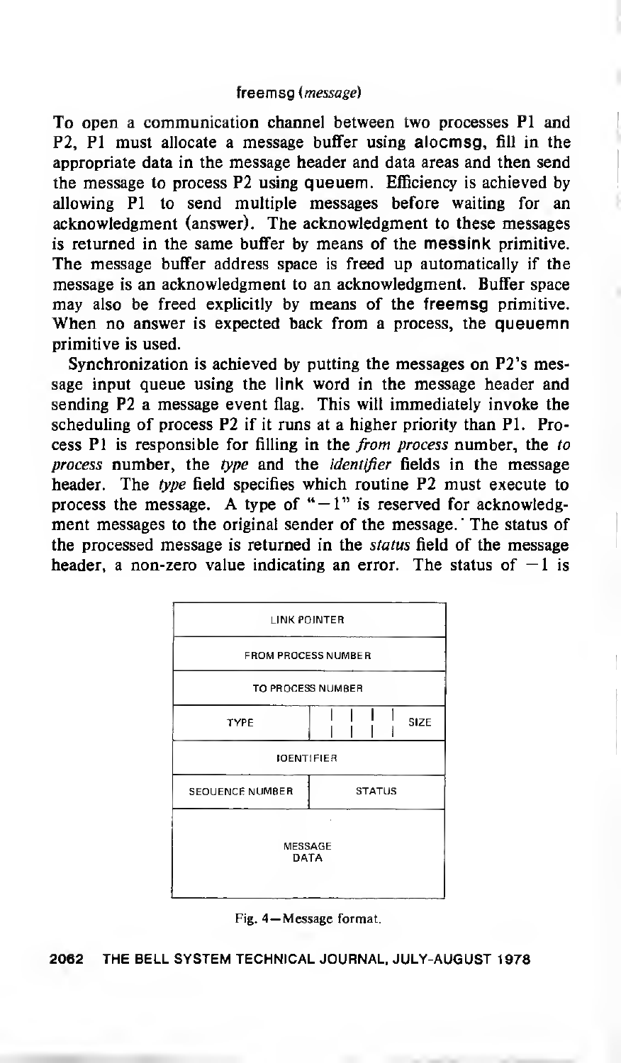freemsg (*message*)

To open a communication channel between two processes P1 and P2, P1 must allocate a message buffer using **alocmsg**, fill in the appropriate data in the message header and data areas and then send the message to process P2 using **queuem**. Efficiency is achieved by allowing P1 to send multiple messages before waiting for an acknowledgment (answer). The acknowledgment to these messages is returned in the same buffer by means of the **messink** primitive. The message buffer address space is freed up automatically if the message is an acknowledgment to an acknowledgment. Buffer space may also be freed explicitly by means of the **freemsg** primitive. When no answer is expected back from a process, the **queuemn** primitive is used.

Synchronization is achieved by putting the messages on P2's message input queue using the **link** word in the message header and sending P2 a message event flag. This will immediately invoke the scheduling of process P2 if it runs at a higher priority than P1. Process P1 is responsible for filling in the *from process* number, the *to process* number, the *type* and the *identifier* fields in the message header. The *type* field specifies which routine P2 must execute to process the message. A type of "−1" is reserved for acknowledgment messages to the original sender of the message. The status of the processed message is returned in the *status* field of the message header, a non-zero value indicating an error. The status of −1 is

| | |
|---|---|
| LINK POINTER | |
| FROM PROCESS NUMBER | |
| TO PROCESS NUMBER | |
| TYPE | SIZE |
| IDENTIFIER | |
| SEQUENCE NUMBER | STATUS |
| MESSAGE DATA | |

Fig. 4—Message format.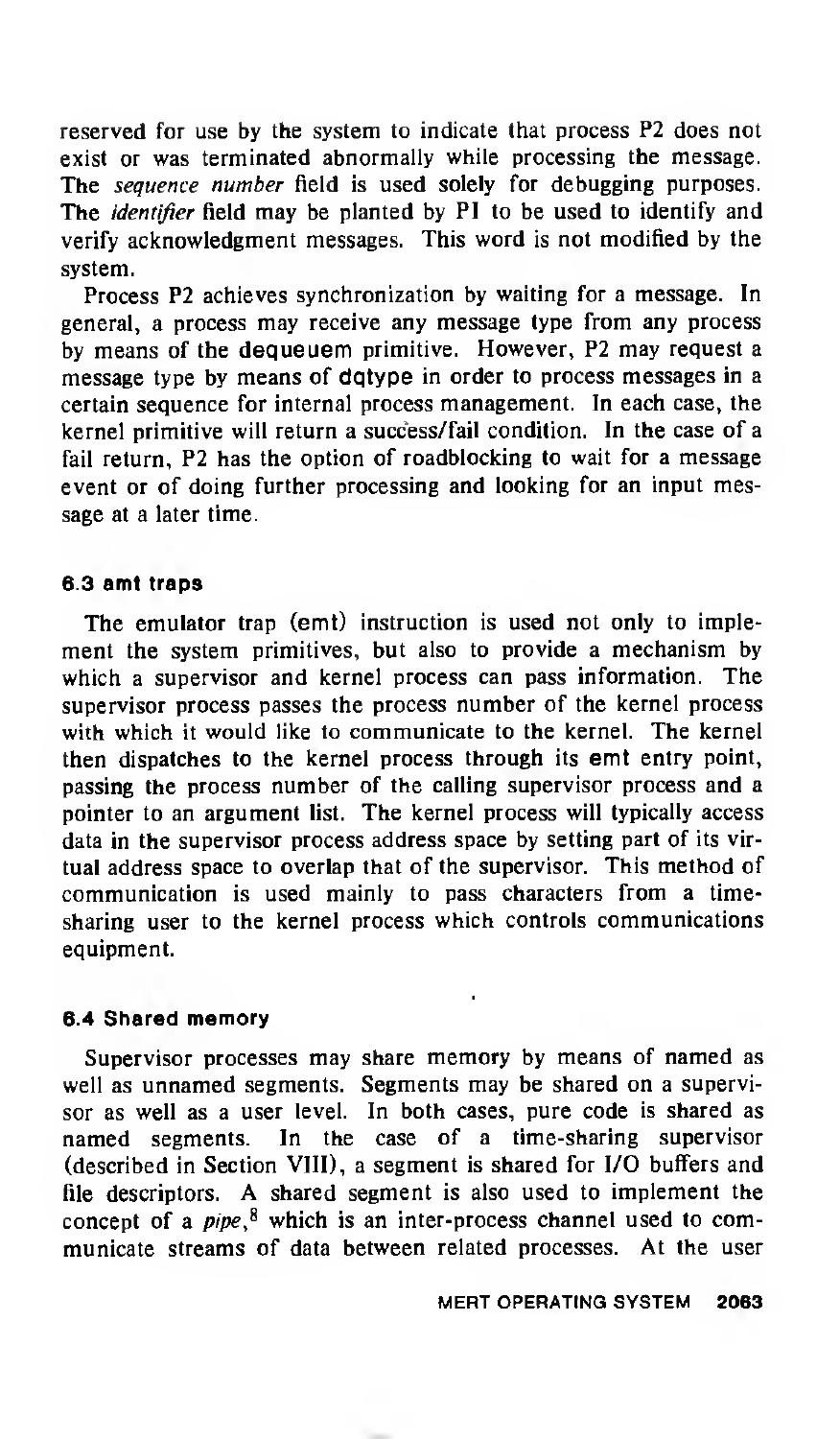reserved for use by the system to indicate that process P2 does not exist or was terminated abnormally while processing the message. The *sequence number* field is used solely for debugging purposes. The *identifier* field may be planted by P1 to be used to identify and verify acknowledgment messages. This word is not modified by the system.

Process P2 achieves synchronization by waiting for a message. In general, a process may receive any message type from any process by means of the **dequeuem** primitive. However, P2 may request a message type by means of **dqtype** in order to process messages in a certain sequence for internal process management. In each case, the kernel primitive will return a success/fail condition. In the case of a fail return, P2 has the option of roadblocking to wait for a message event or of doing further processing and looking for an input message at a later time.

### 6.3 amt traps

The emulator trap (emt) instruction is used not only to implement the system primitives, but also to provide a mechanism by which a supervisor and kernel process can pass information. The supervisor process passes the process number of the kernel process with which it would like to communicate to the kernel. The kernel then dispatches to the kernel process through its **emt** entry point, passing the process number of the calling supervisor process and a pointer to an argument list. The kernel process will typically access data in the supervisor process address space by setting part of its virtual address space to overlap that of the supervisor. This method of communication is used mainly to pass characters from a time-sharing user to the kernel process which controls communications equipment.

### 6.4 Shared memory

Supervisor processes may share memory by means of named as well as unnamed segments. Segments may be shared on a supervisor as well as a user level. In both cases, pure code is shared as named segments. In the case of a time-sharing supervisor (described in Section VIII), a segment is shared for I/O buffers and file descriptors. A shared segment is also used to implement the concept of a *pipe*,[8] which is an inter-process channel used to communicate streams of data between related processes. At the user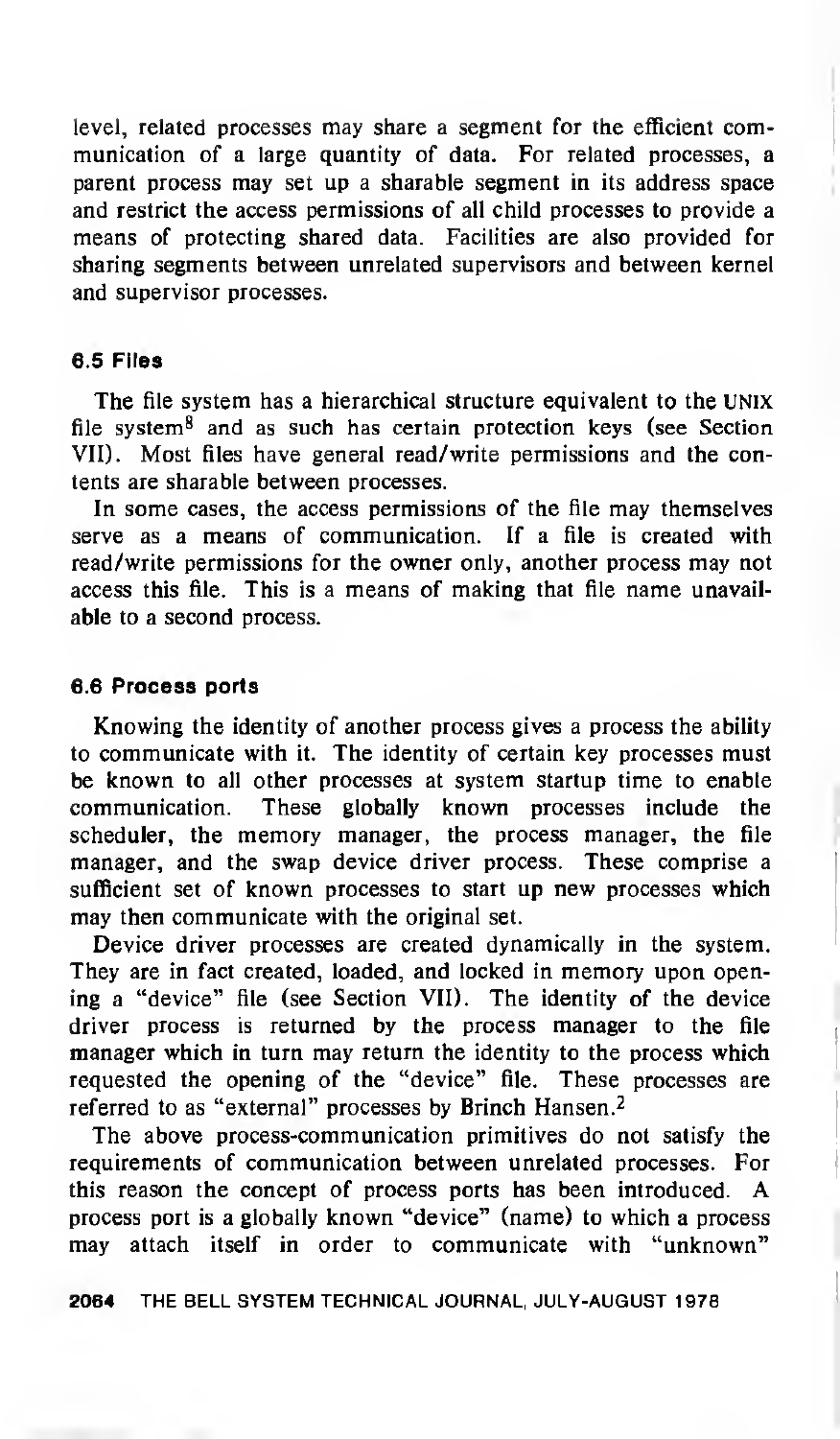level, related processes may share a segment for the efficient communication of a large quantity of data. For related processes, a parent process may set up a sharable segment in its address space and restrict the access permissions of all child processes to provide a means of protecting shared data. Facilities are also provided for sharing segments between unrelated supervisors and between kernel and supervisor processes.

### 6.5 Files

The file system has a hierarchical structure equivalent to the UNIX file system[8] and as such has certain protection keys (see Section VII). Most files have general read/write permissions and the contents are sharable between processes.

In some cases, the access permissions of the file may themselves serve as a means of communication. If a file is created with read/write permissions for the owner only, another process may not access this file. This is a means of making that file name unavailable to a second process.

### 6.6 Process ports

Knowing the identity of another process gives a process the ability to communicate with it. The identity of certain key processes must be known to all other processes at system startup time to enable communication. These globally known processes include the scheduler, the memory manager, the process manager, the file manager, and the swap device driver process. These comprise a sufficient set of known processes to start up new processes which may then communicate with the original set.

Device driver processes are created dynamically in the system. They are in fact created, loaded, and locked in memory upon opening a "device" file (see Section VII). The identity of the device driver process is returned by the process manager to the file manager which in turn may return the identity to the process which requested the opening of the "device" file. These processes are referred to as "external" processes by Brinch Hansen.[2]

The above process-communication primitives do not satisfy the requirements of communication between unrelated processes. For this reason the concept of process ports has been introduced. A process port is a globally known "device" (name) to which a process may attach itself in order to communicate with "unknown"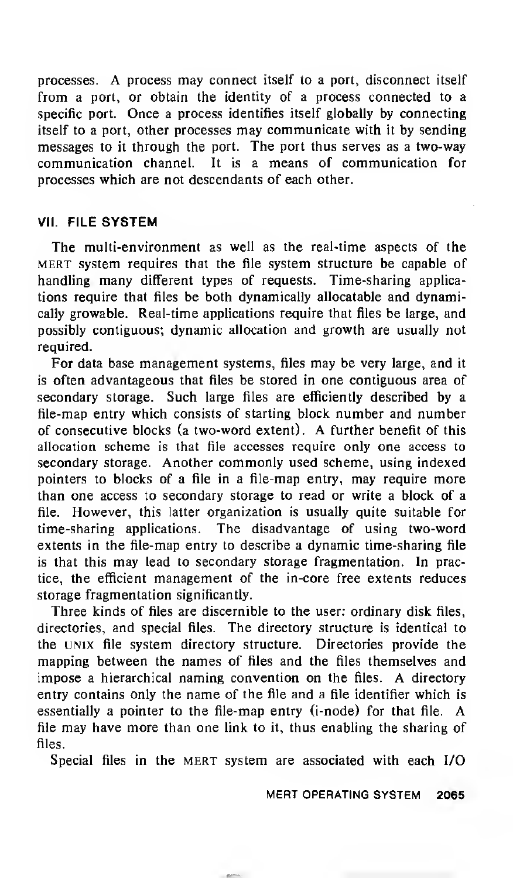processes. A process may connect itself to a port, disconnect itself from a port, or obtain the identity of a process connected to a specific port. Once a process identifies itself globally by connecting itself to a port, other processes may communicate with it by sending messages to it through the port. The port thus serves as a two-way communication channel. It is a means of communication for processes which are not descendants of each other.

## VII. FILE SYSTEM

The multi-environment as well as the real-time aspects of the MERT system requires that the file system structure be capable of handling many different types of requests. Time-sharing applications require that files be both dynamically allocatable and dynamically growable. Real-time applications require that files be large, and possibly contiguous; dynamic allocation and growth are usually not required.

For data base management systems, files may be very large, and it is often advantageous that files be stored in one contiguous area of secondary storage. Such large files are efficiently described by a file-map entry which consists of starting block number and number of consecutive blocks (a two-word extent). A further benefit of this allocation scheme is that file accesses require only one access to secondary storage. Another commonly used scheme, using indexed pointers to blocks of a file in a file-map entry, may require more than one access to secondary storage to read or write a block of a file. However, this latter organization is usually quite suitable for time-sharing applications. The disadvantage of using two-word extents in the file-map entry to describe a dynamic time-sharing file is that this may lead to secondary storage fragmentation. In practice, the efficient management of the in-core free extents reduces storage fragmentation significantly.

Three kinds of files are discernible to the user: ordinary disk files, directories, and special files. The directory structure is identical to the UNIX file system directory structure. Directories provide the mapping between the names of files and the files themselves and impose a hierarchical naming convention on the files. A directory entry contains only the name of the file and a file identifier which is essentially a pointer to the file-map entry (i-node) for that file. A file may have more than one link to it, thus enabling the sharing of files.

Special files in the MERT system are associated with each I/O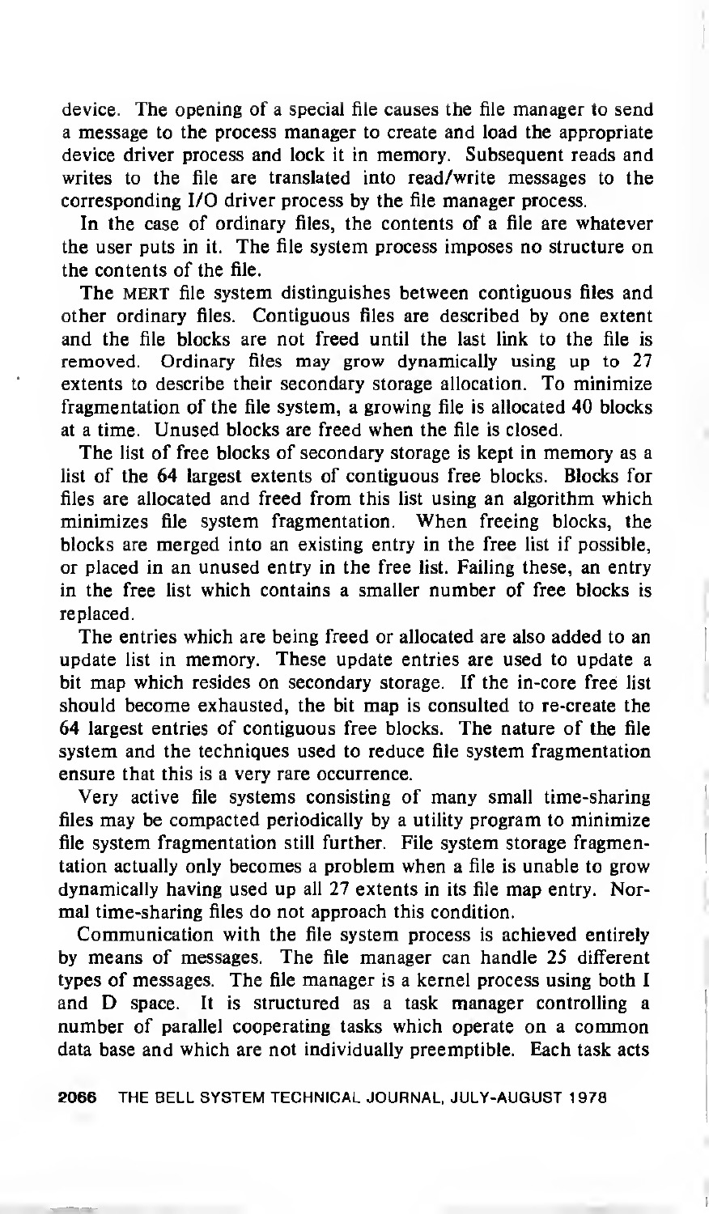device. The opening of a special file causes the file manager to send a message to the process manager to create and load the appropriate device driver process and lock it in memory. Subsequent reads and writes to the file are translated into read/write messages to the corresponding I/O driver process by the file manager process.

In the case of ordinary files, the contents of a file are whatever the user puts in it. The file system process imposes no structure on the contents of the file.

The MERT file system distinguishes between contiguous files and other ordinary files. Contiguous files are described by one extent and the file blocks are not freed until the last link to the file is removed. Ordinary files may grow dynamically using up to 27 extents to describe their secondary storage allocation. To minimize fragmentation of the file system, a growing file is allocated 40 blocks at a time. Unused blocks are freed when the file is closed.

The list of free blocks of secondary storage is kept in memory as a list of the 64 largest extents of contiguous free blocks. Blocks for files are allocated and freed from this list using an algorithm which minimizes file system fragmentation. When freeing blocks, the blocks are merged into an existing entry in the free list if possible, or placed in an unused entry in the free list. Failing these, an entry in the free list which contains a smaller number of free blocks is replaced.

The entries which are being freed or allocated are also added to an update list in memory. These update entries are used to update a bit map which resides on secondary storage. If the in-core free list should become exhausted, the bit map is consulted to re-create the 64 largest entries of contiguous free blocks. The nature of the file system and the techniques used to reduce file system fragmentation ensure that this is a very rare occurrence.

Very active file systems consisting of many small time-sharing files may be compacted periodically by a utility program to minimize file system fragmentation still further. File system storage fragmentation actually only becomes a problem when a file is unable to grow dynamically having used up all 27 extents in its file map entry. Normal time-sharing files do not approach this condition.

Communication with the file system process is achieved entirely by means of messages. The file manager can handle 25 different types of messages. The file manager is a kernel process using both I and D space. It is structured as a task manager controlling a number of parallel cooperating tasks which operate on a common data base and which are not individually preemptible. Each task acts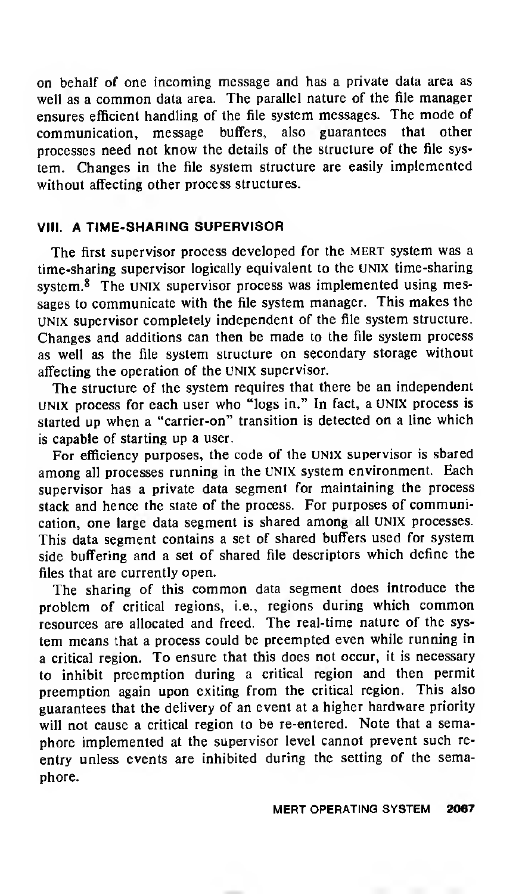on behalf of one incoming message and has a private data area as well as a common data area. The parallel nature of the file manager ensures efficient handling of the file system messages. The mode of communication, message buffers, also guarantees that other processes need not know the details of the structure of the file system. Changes in the file system structure are easily implemented without affecting other process structures.

## VIII. A TIME-SHARING SUPERVISOR

The first supervisor process developed for the MERT system was a time-sharing supervisor logically equivalent to the UNIX time-sharing system.[8] The UNIX supervisor process was implemented using messages to communicate with the file system manager. This makes the UNIX supervisor completely independent of the file system structure. Changes and additions can then be made to the file system process as well as the file system structure on secondary storage without affecting the operation of the UNIX supervisor.

The structure of the system requires that there be an independent UNIX process for each user who "logs in." In fact, a UNIX process is started up when a "carrier-on" transition is detected on a line which is capable of starting up a user.

For efficiency purposes, the code of the UNIX supervisor is shared among all processes running in the UNIX system environment. Each supervisor has a private data segment for maintaining the process stack and hence the state of the process. For purposes of communication, one large data segment is shared among all UNIX processes. This data segment contains a set of shared buffers used for system side buffering and a set of shared file descriptors which define the files that are currently open.

The sharing of this common data segment does introduce the problem of critical regions, i.e., regions during which common resources are allocated and freed. The real-time nature of the system means that a process could be preempted even while running in a critical region. To ensure that this does not occur, it is necessary to inhibit preemption during a critical region and then permit preemption again upon exiting from the critical region. This also guarantees that the delivery of an event at a higher hardware priority will not cause a critical region to be re-entered. Note that a semaphore implemented at the supervisor level cannot prevent such reentry unless events are inhibited during the setting of the semaphore.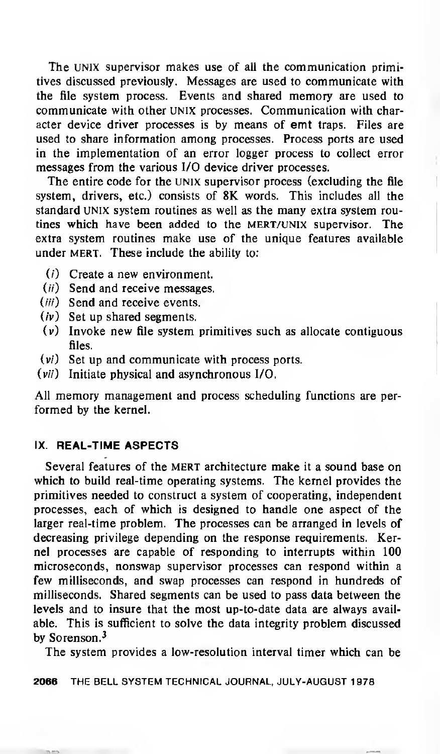The UNIX supervisor makes use of all the communication primitives discussed previously. Messages are used to communicate with the file system process. Events and shared memory are used to communicate with other UNIX processes. Communication with character device driver processes is by means of **emt** traps. Files are used to share information among processes. Process ports are used in the implementation of an error logger process to collect error messages from the various I/O device driver processes.

The entire code for the UNIX supervisor process (excluding the file system, drivers, etc.) consists of 8K words. This includes all the standard UNIX system routines as well as the many extra system routines which have been added to the MERT/UNIX supervisor. The extra system routines make use of the unique features available under MERT. These include the ability to:

- (*i*) Create a new environment.
- (*ii*) Send and receive messages.
- (*iii*) Send and receive events.
- (*iv*) Set up shared segments.
- (*v*) Invoke new file system primitives such as allocate contiguous files.
- (*vi*) Set up and communicate with process ports.
- (*vii*) Initiate physical and asynchronous I/O.

All memory management and process scheduling functions are performed by the kernel.

## IX. REAL-TIME ASPECTS

Several features of the MERT architecture make it a sound base on which to build real-time operating systems. The kernel provides the primitives needed to construct a system of cooperating, independent processes, each of which is designed to handle one aspect of the larger real-time problem. The processes can be arranged in levels of decreasing privilege depending on the response requirements. Kernel processes are capable of responding to interrupts within 100 microseconds, nonswap supervisor processes can respond within a few milliseconds, and swap processes can respond in hundreds of milliseconds. Shared segments can be used to pass data between the levels and to insure that the most up-to-date data are always available. This is sufficient to solve the data integrity problem discussed by Sorenson.[3]

The system provides a low-resolution interval timer which can be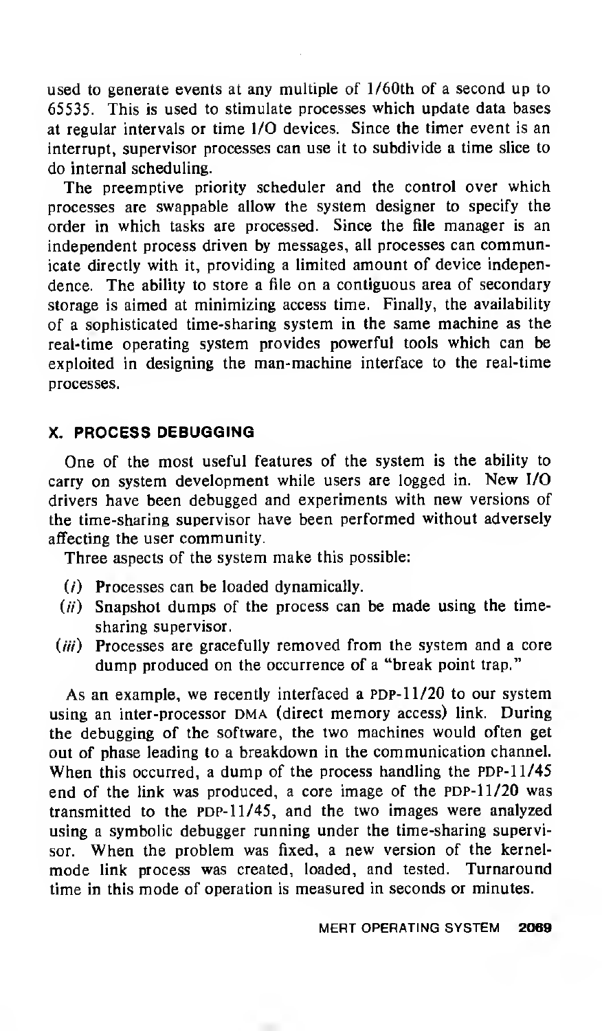used to generate events at any multiple of 1/60th of a second up to 65535. This is used to stimulate processes which update data bases at regular intervals or time I/O devices. Since the timer event is an interrupt, supervisor processes can use it to subdivide a time slice to do internal scheduling.

The preemptive priority scheduler and the control over which processes are swappable allow the system designer to specify the order in which tasks are processed. Since the file manager is an independent process driven by messages, all processes can communicate directly with it, providing a limited amount of device independence. The ability to store a file on a contiguous area of secondary storage is aimed at minimizing access time. Finally, the availability of a sophisticated time-sharing system in the same machine as the real-time operating system provides powerful tools which can be exploited in designing the man-machine interface to the real-time processes.

## X. PROCESS DEBUGGING

One of the most useful features of the system is the ability to carry on system development while users are logged in. New I/O drivers have been debugged and experiments with new versions of the time-sharing supervisor have been performed without adversely affecting the user community.

Three aspects of the system make this possible:

(*i*) Processes can be loaded dynamically.
(*ii*) Snapshot dumps of the process can be made using the time-sharing supervisor.
(*iii*) Processes are gracefully removed from the system and a core dump produced on the occurrence of a "break point trap."

As an example, we recently interfaced a PDP-11/20 to our system using an inter-processor DMA (direct memory access) link. During the debugging of the software, the two machines would often get out of phase leading to a breakdown in the communication channel. When this occurred, a dump of the process handling the PDP-11/45 end of the link was produced, a core image of the PDP-11/20 was transmitted to the PDP-11/45, and the two images were analyzed using a symbolic debugger running under the time-sharing supervisor. When the problem was fixed, a new version of the kernel-mode link process was created, loaded, and tested. Turnaround time in this mode of operation is measured in seconds or minutes.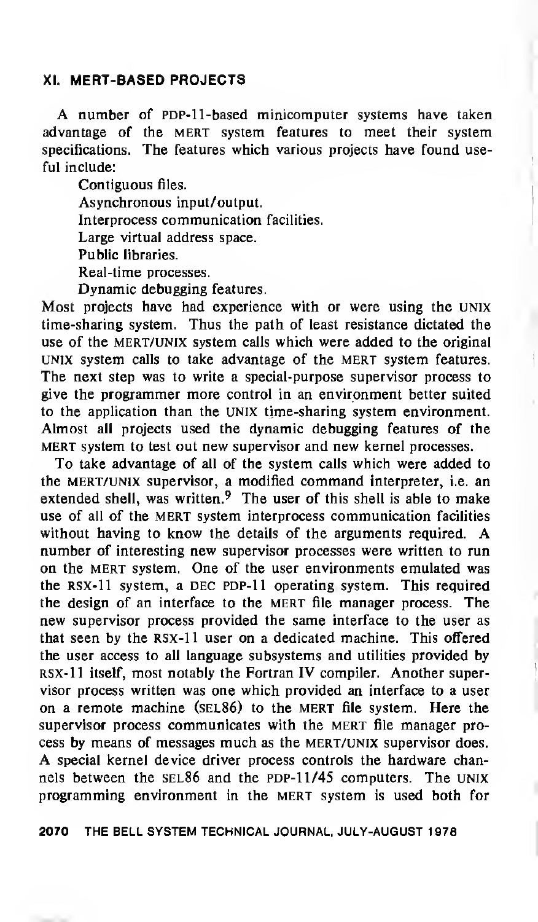## XI. MERT-BASED PROJECTS

A number of PDP-11-based minicomputer systems have taken advantage of the MERT system features to meet their system specifications. The features which various projects have found useful include:

- Contiguous files.
- Asynchronous input/output.
- Interprocess communication facilities.
- Large virtual address space.
- Public libraries.
- Real-time processes.
- Dynamic debugging features.

Most projects have had experience with or were using the UNIX time-sharing system. Thus the path of least resistance dictated the use of the MERT/UNIX system calls which were added to the original UNIX system calls to take advantage of the MERT system features. The next step was to write a special-purpose supervisor process to give the programmer more control in an environment better suited to the application than the UNIX time-sharing system environment. Almost all projects used the dynamic debugging features of the MERT system to test out new supervisor and new kernel processes.

To take advantage of all of the system calls which were added to the MERT/UNIX supervisor, a modified command interpreter, i.e. an extended shell, was written.[9] The user of this shell is able to make use of all of the MERT system interprocess communication facilities without having to know the details of the arguments required. A number of interesting new supervisor processes were written to run on the MERT system. One of the user environments emulated was the RSX-11 system, a DEC PDP-11 operating system. This required the design of an interface to the MERT file manager process. The new supervisor process provided the same interface to the user as that seen by the RSX-11 user on a dedicated machine. This offered the user access to all language subsystems and utilities provided by RSX-11 itself, most notably the Fortran IV compiler. Another supervisor process written was one which provided an interface to a user on a remote machine (SEL86) to the MERT file system. Here the supervisor process communicates with the MERT file manager process by means of messages much as the MERT/UNIX supervisor does. A special kernel device driver process controls the hardware channels between the SEL86 and the PDP-11/45 computers. The UNIX programming environment in the MERT system is used both for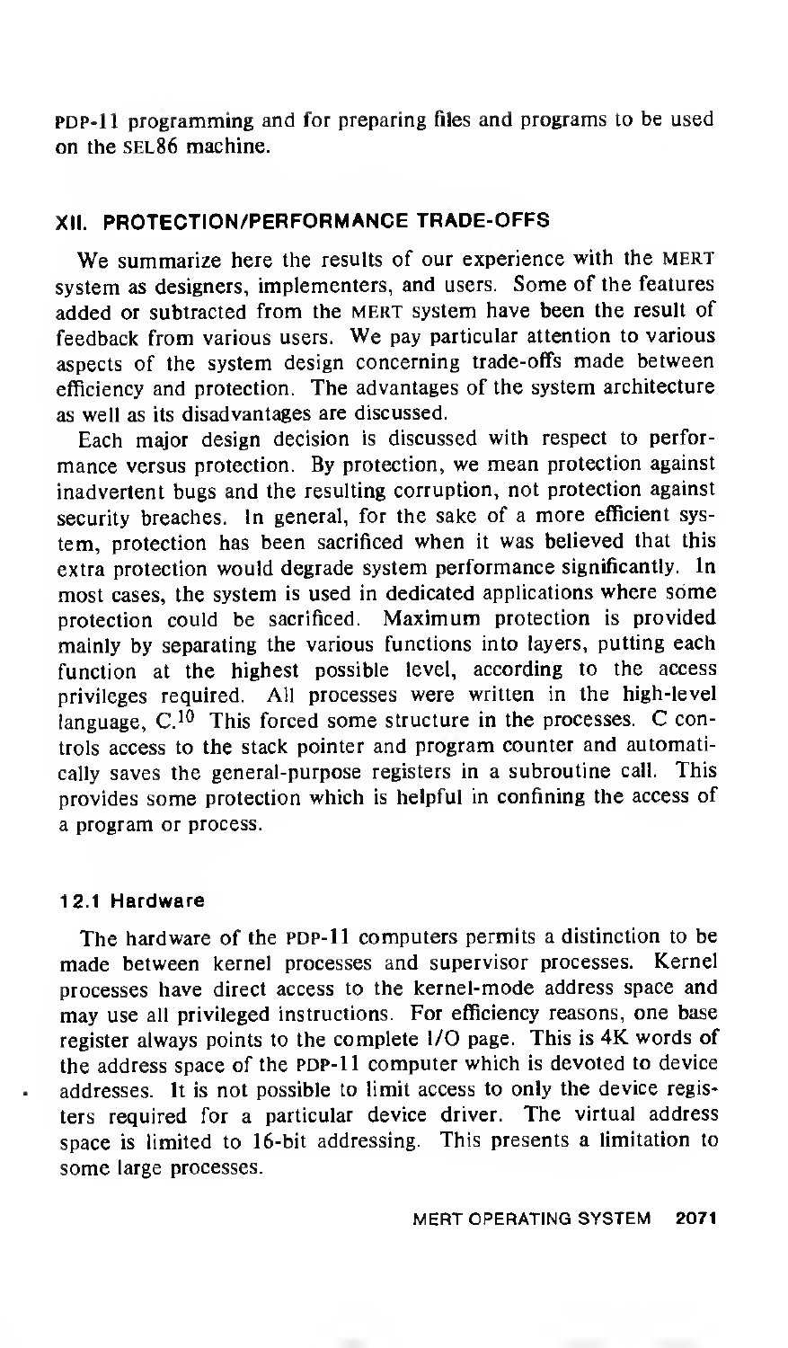PDP-11 programming and for preparing files and programs to be used on the SEL86 machine.

## XII. PROTECTION/PERFORMANCE TRADE-OFFS

We summarize here the results of our experience with the MERT system as designers, implementers, and users. Some of the features added or subtracted from the MERT system have been the result of feedback from various users. We pay particular attention to various aspects of the system design concerning trade-offs made between efficiency and protection. The advantages of the system architecture as well as its disadvantages are discussed.

Each major design decision is discussed with respect to performance versus protection. By protection, we mean protection against inadvertent bugs and the resulting corruption, not protection against security breaches. In general, for the sake of a more efficient system, protection has been sacrificed when it was believed that this extra protection would degrade system performance significantly. In most cases, the system is used in dedicated applications where some protection could be sacrificed. Maximum protection is provided mainly by separating the various functions into layers, putting each function at the highest possible level, according to the access privileges required. All processes were written in the high-level language, C.[10] This forced some structure in the processes. C controls access to the stack pointer and program counter and automatically saves the general-purpose registers in a subroutine call. This provides some protection which is helpful in confining the access of a program or process.

### 12.1 Hardware

The hardware of the PDP-11 computers permits a distinction to be made between kernel processes and supervisor processes. Kernel processes have direct access to the kernel-mode address space and may use all privileged instructions. For efficiency reasons, one base register always points to the complete I/O page. This is 4K words of the address space of the PDP-11 computer which is devoted to device addresses. It is not possible to limit access to only the device registers required for a particular device driver. The virtual address space is limited to 16-bit addressing. This presents a limitation to some large processes.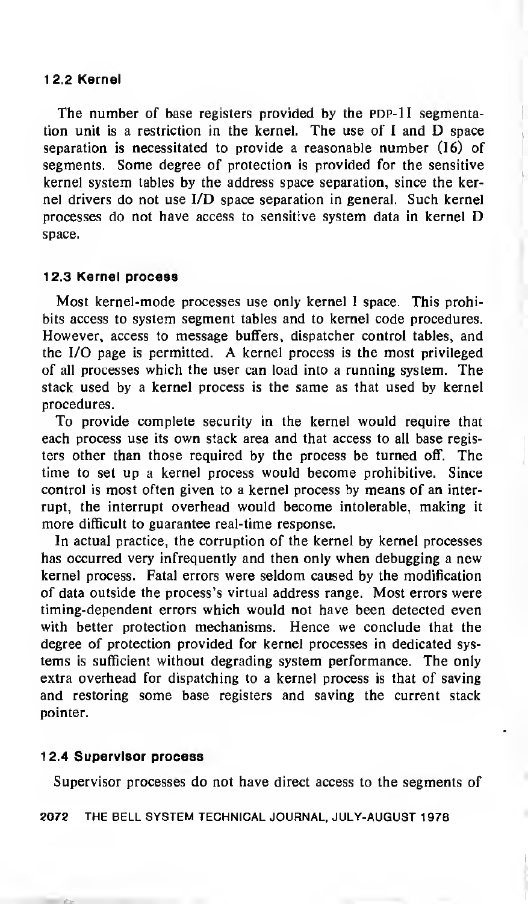### 12.2 Kernel

The number of base registers provided by the PDP-11 segmentation unit is a restriction in the kernel. The use of I and D space separation is necessitated to provide a reasonable number (16) of segments. Some degree of protection is provided for the sensitive kernel system tables by the address space separation, since the kernel drivers do not use I/D space separation in general. Such kernel processes do not have access to sensitive system data in kernel D space.

### 12.3 Kernel process

Most kernel-mode processes use only kernel I space. This prohibits access to system segment tables and to kernel code procedures. However, access to message buffers, dispatcher control tables, and the I/O page is permitted. A kernel process is the most privileged of all processes which the user can load into a running system. The stack used by a kernel process is the same as that used by kernel procedures.

To provide complete security in the kernel would require that each process use its own stack area and that access to all base registers other than those required by the process be turned off. The time to set up a kernel process would become prohibitive. Since control is most often given to a kernel process by means of an interrupt, the interrupt overhead would become intolerable, making it more difficult to guarantee real-time response.

In actual practice, the corruption of the kernel by kernel processes has occurred very infrequently and then only when debugging a new kernel process. Fatal errors were seldom caused by the modification of data outside the process's virtual address range. Most errors were timing-dependent errors which would not have been detected even with better protection mechanisms. Hence we conclude that the degree of protection provided for kernel processes in dedicated systems is sufficient without degrading system performance. The only extra overhead for dispatching to a kernel process is that of saving and restoring some base registers and saving the current stack pointer.

### 12.4 Supervisor process

Supervisor processes do not have direct access to the segments of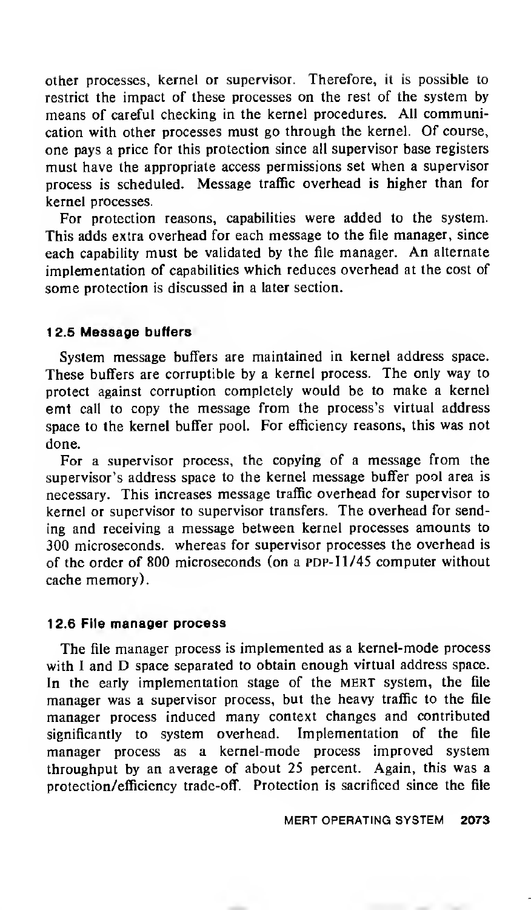other processes, kernel or supervisor. Therefore, it is possible to restrict the impact of these processes on the rest of the system by means of careful checking in the kernel procedures. All communication with other processes must go through the kernel. Of course, one pays a price for this protection since all supervisor base registers must have the appropriate access permissions set when a supervisor process is scheduled. Message traffic overhead is higher than for kernel processes.

For protection reasons, capabilities were added to the system. This adds extra overhead for each message to the file manager, since each capability must be validated by the file manager. An alternate implementation of capabilities which reduces overhead at the cost of some protection is discussed in a later section.

### 12.5 Message buffers

System message buffers are maintained in kernel address space. These buffers are corruptible by a kernel process. The only way to protect against corruption completely would be to make a kernel emt call to copy the message from the process's virtual address space to the kernel buffer pool. For efficiency reasons, this was not done.

For a supervisor process, the copying of a message from the supervisor's address space to the kernel message buffer pool area is necessary. This increases message traffic overhead for supervisor to kernel or supervisor to supervisor transfers. The overhead for sending and receiving a message between kernel processes amounts to 300 microseconds. whereas for supervisor processes the overhead is of the order of 800 microseconds (on a PDP-11/45 computer without cache memory).

### 12.6 File manager process

The file manager process is implemented as a kernel-mode process with I and D space separated to obtain enough virtual address space. In the early implementation stage of the MERT system, the file manager was a supervisor process, but the heavy traffic to the file manager process induced many context changes and contributed significantly to system overhead. Implementation of the file manager process as a kernel-mode process improved system throughput by an average of about 25 percent. Again, this was a protection/efficiency trade-off. Protection is sacrificed since the file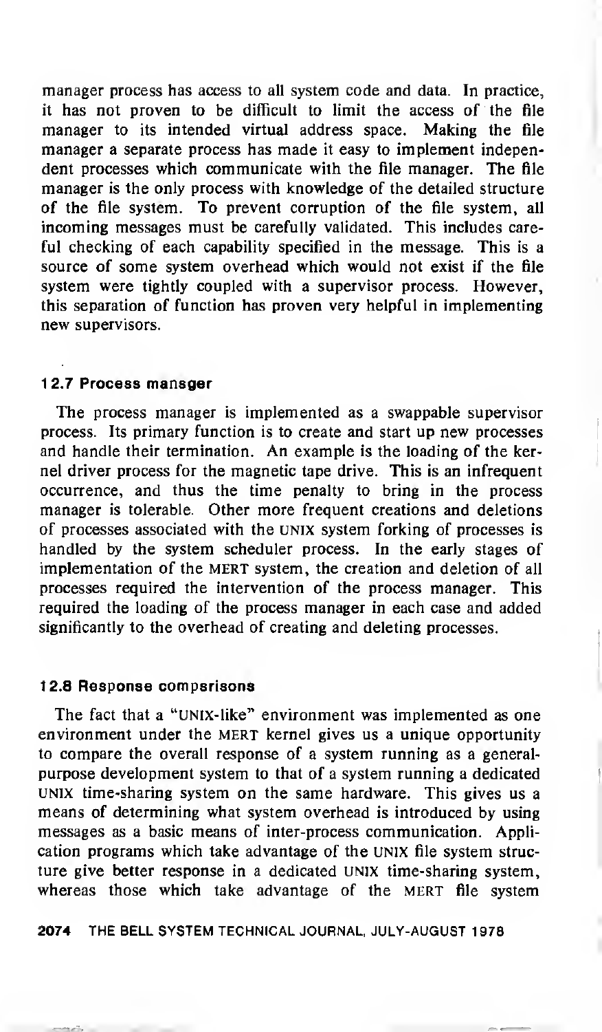manager process has access to all system code and data. In practice, it has not proven to be difficult to limit the access of the file manager to its intended virtual address space. Making the file manager a separate process has made it easy to implement independent processes which communicate with the file manager. The file manager is the only process with knowledge of the detailed structure of the file system. To prevent corruption of the file system, all incoming messages must be carefully validated. This includes careful checking of each capability specified in the message. This is a source of some system overhead which would not exist if the file system were tightly coupled with a supervisor process. However, this separation of function has proven very helpful in implementing new supervisors.

### 12.7 Process manager

The process manager is implemented as a swappable supervisor process. Its primary function is to create and start up new processes and handle their termination. An example is the loading of the kernel driver process for the magnetic tape drive. This is an infrequent occurrence, and thus the time penalty to bring in the process manager is tolerable. Other more frequent creations and deletions of processes associated with the UNIX system forking of processes is handled by the system scheduler process. In the early stages of implementation of the MERT system, the creation and deletion of all processes required the intervention of the process manager. This required the loading of the process manager in each case and added significantly to the overhead of creating and deleting processes.

### 12.8 Response comparisons

The fact that a "UNIX-like" environment was implemented as one environment under the MERT kernel gives us a unique opportunity to compare the overall response of a system running as a general-purpose development system to that of a system running a dedicated UNIX time-sharing system on the same hardware. This gives us a means of determining what system overhead is introduced by using messages as a basic means of inter-process communication. Application programs which take advantage of the UNIX file system structure give better response in a dedicated UNIX time-sharing system, whereas those which take advantage of the MERT file system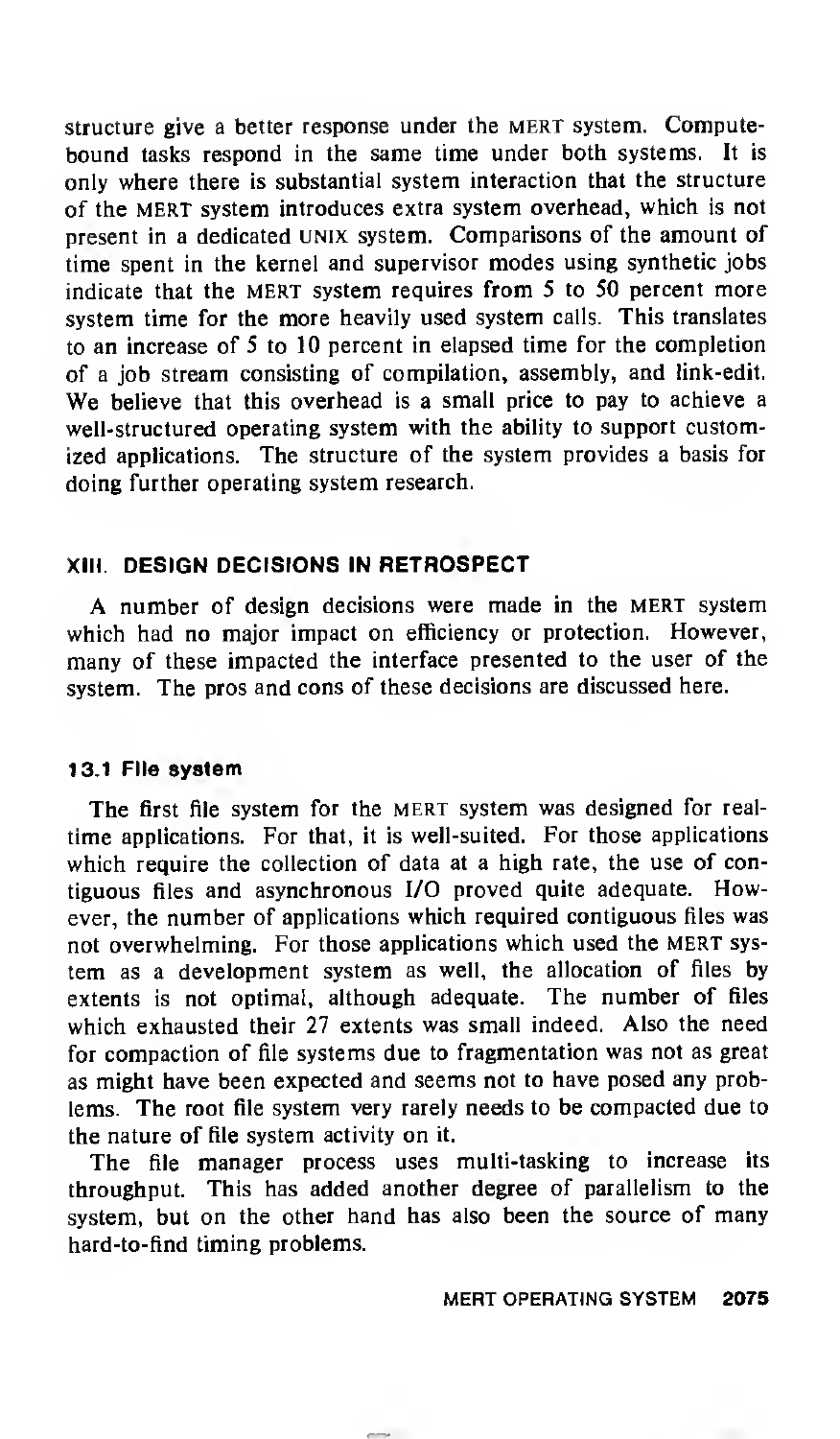structure give a better response under the MERT system. Compute-bound tasks respond in the same time under both systems. It is only where there is substantial system interaction that the structure of the MERT system introduces extra system overhead, which is not present in a dedicated UNIX system. Comparisons of the amount of time spent in the kernel and supervisor modes using synthetic jobs indicate that the MERT system requires from 5 to 50 percent more system time for the more heavily used system calls. This translates to an increase of 5 to 10 percent in elapsed time for the completion of a job stream consisting of compilation, assembly, and link-edit. We believe that this overhead is a small price to pay to achieve a well-structured operating system with the ability to support customized applications. The structure of the system provides a basis for doing further operating system research.

## XIII. DESIGN DECISIONS IN RETROSPECT

A number of design decisions were made in the MERT system which had no major impact on efficiency or protection. However, many of these impacted the interface presented to the user of the system. The pros and cons of these decisions are discussed here.

### 13.1 File system

The first file system for the MERT system was designed for real-time applications. For that, it is well-suited. For those applications which require the collection of data at a high rate, the use of contiguous files and asynchronous I/O proved quite adequate. However, the number of applications which required contiguous files was not overwhelming. For those applications which used the MERT system as a development system as well, the allocation of files by extents is not optimal, although adequate. The number of files which exhausted their 27 extents was small indeed. Also the need for compaction of file systems due to fragmentation was not as great as might have been expected and seems not to have posed any problems. The root file system very rarely needs to be compacted due to the nature of file system activity on it.

The file manager process uses multi-tasking to increase its throughput. This has added another degree of parallelism to the system, but on the other hand has also been the source of many hard-to-find timing problems.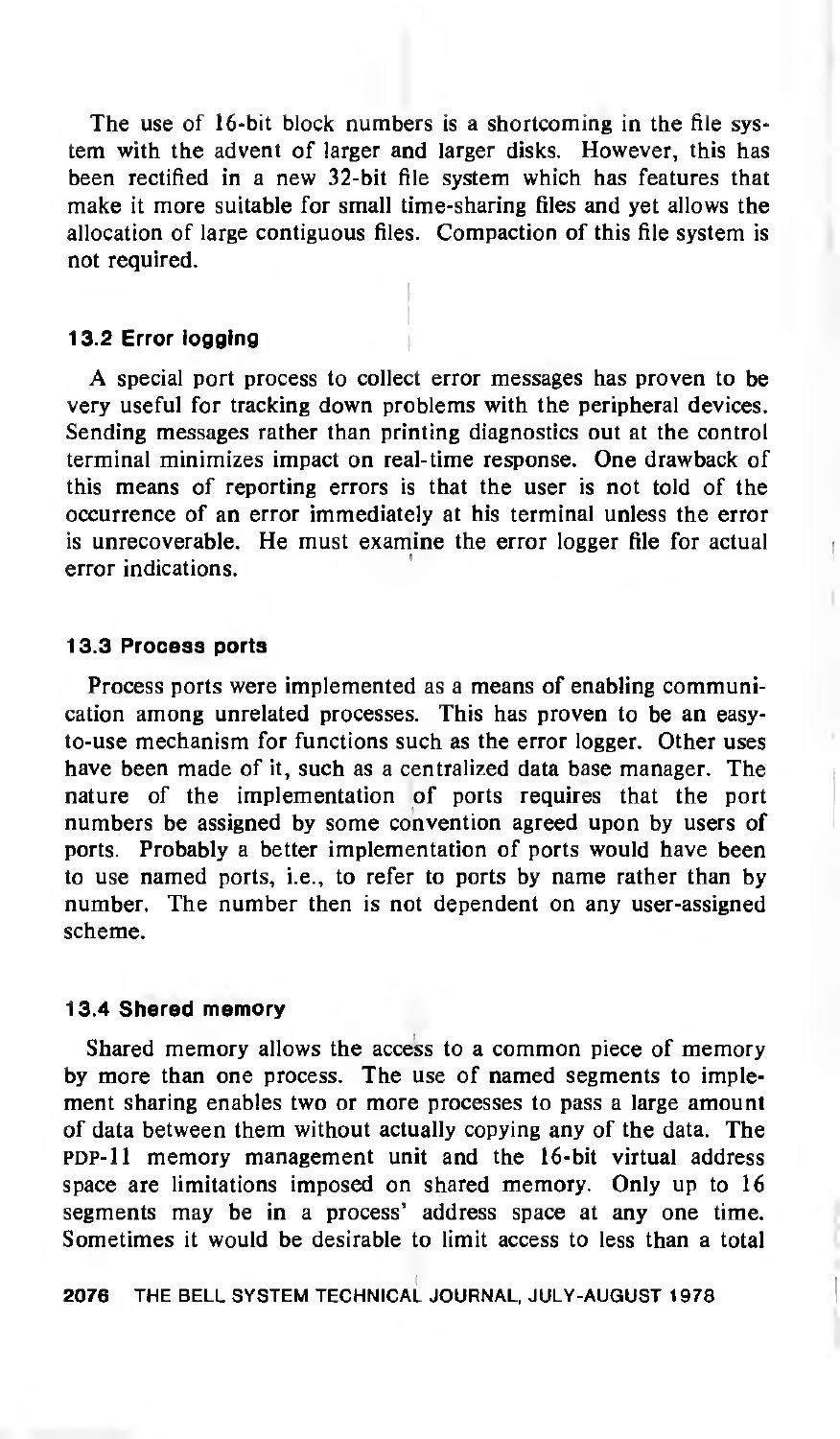The use of 16-bit block numbers is a shortcoming in the file system with the advent of larger and larger disks. However, this has been rectified in a new 32-bit file system which has features that make it more suitable for small time-sharing files and yet allows the allocation of large contiguous files. Compaction of this file system is not required.

### 13.2 Error logging

A special port process to collect error messages has proven to be very useful for tracking down problems with the peripheral devices. Sending messages rather than printing diagnostics out at the control terminal minimizes impact on real-time response. One drawback of this means of reporting errors is that the user is not told of the occurrence of an error immediately at his terminal unless the error is unrecoverable. He must examine the error logger file for actual error indications.

### 13.3 Process ports

Process ports were implemented as a means of enabling communication among unrelated processes. This has proven to be an easy-to-use mechanism for functions such as the error logger. Other uses have been made of it, such as a centralized data base manager. The nature of the implementation of ports requires that the port numbers be assigned by some convention agreed upon by users of ports. Probably a better implementation of ports would have been to use named ports, i.e., to refer to ports by name rather than by number. The number then is not dependent on any user-assigned scheme.

### 13.4 Shared memory

Shared memory allows the access to a common piece of memory by more than one process. The use of named segments to implement sharing enables two or more processes to pass a large amount of data between them without actually copying any of the data. The PDP-11 memory management unit and the 16-bit virtual address space are limitations imposed on shared memory. Only up to 16 segments may be in a process' address space at any one time. Sometimes it would be desirable to limit access to less than a total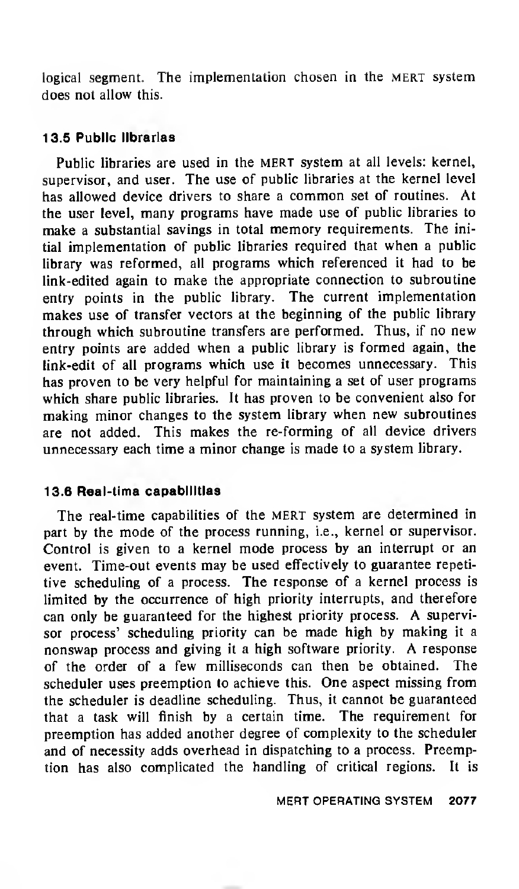logical segment. The implementation chosen in the MERT system does not allow this.

### 13.5 Public libraries

Public libraries are used in the MERT system at all levels: kernel, supervisor, and user. The use of public libraries at the kernel level has allowed device drivers to share a common set of routines. At the user level, many programs have made use of public libraries to make a substantial savings in total memory requirements. The initial implementation of public libraries required that when a public library was reformed, all programs which referenced it had to be link-edited again to make the appropriate connection to subroutine entry points in the public library. The current implementation makes use of transfer vectors at the beginning of the public library through which subroutine transfers are performed. Thus, if no new entry points are added when a public library is formed again, the link-edit of all programs which use it becomes unnecessary. This has proven to be very helpful for maintaining a set of user programs which share public libraries. It has proven to be convenient also for making minor changes to the system library when new subroutines are not added. This makes the re-forming of all device drivers unnecessary each time a minor change is made to a system library.

### 13.6 Real-time capabilities

The real-time capabilities of the MERT system are determined in part by the mode of the process running, i.e., kernel or supervisor. Control is given to a kernel mode process by an interrupt or an event. Time-out events may be used effectively to guarantee repetitive scheduling of a process. The response of a kernel process is limited by the occurrence of high priority interrupts, and therefore can only be guaranteed for the highest priority process. A supervisor process' scheduling priority can be made high by making it a nonswap process and giving it a high software priority. A response of the order of a few milliseconds can then be obtained. The scheduler uses preemption to achieve this. One aspect missing from the scheduler is deadline scheduling. Thus, it cannot be guaranteed that a task will finish by a certain time. The requirement for preemption has added another degree of complexity to the scheduler and of necessity adds overhead in dispatching to a process. Preemption has also complicated the handling of critical regions. It is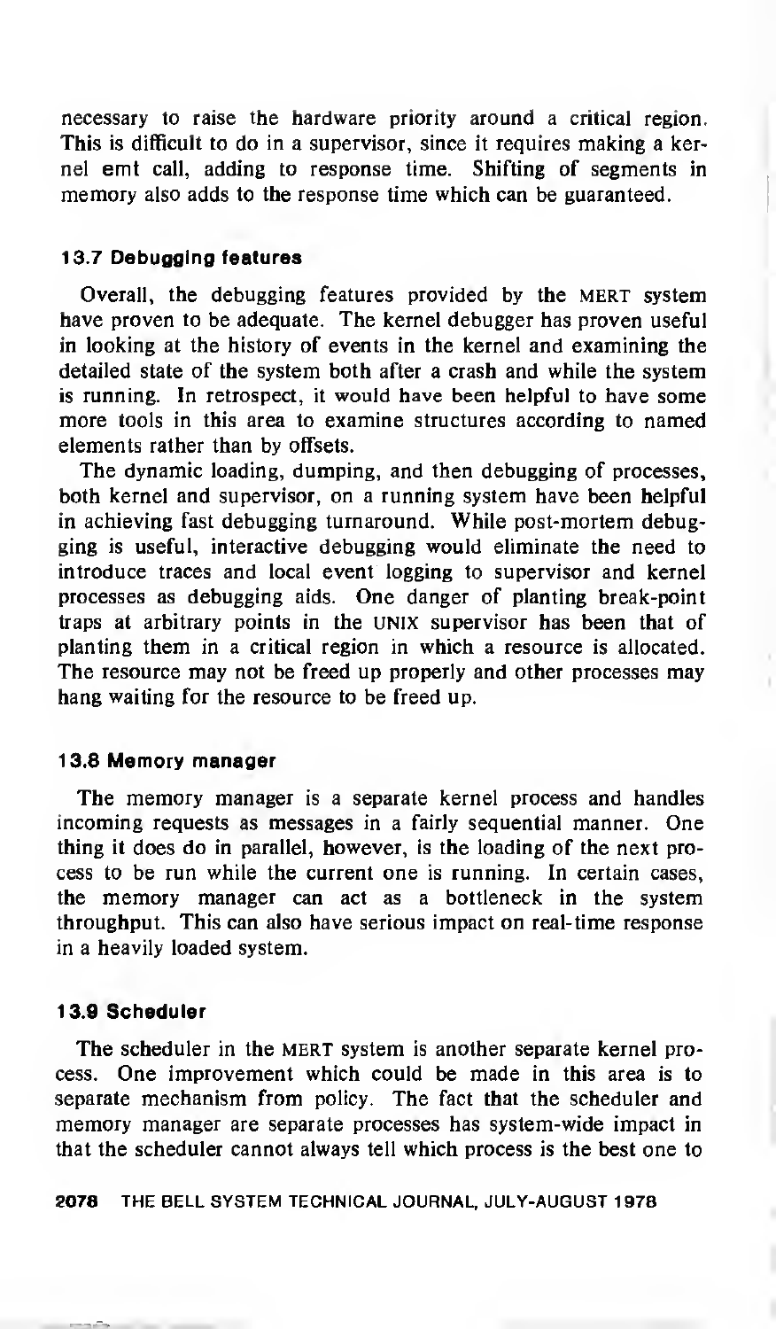necessary to raise the hardware priority around a critical region. This is difficult to do in a supervisor, since it requires making a kernel emt call, adding to response time. Shifting of segments in memory also adds to the response time which can be guaranteed.

### 13.7 Debugging features

Overall, the debugging features provided by the MERT system have proven to be adequate. The kernel debugger has proven useful in looking at the history of events in the kernel and examining the detailed state of the system both after a crash and while the system is running. In retrospect, it would have been helpful to have some more tools in this area to examine structures according to named elements rather than by offsets.

The dynamic loading, dumping, and then debugging of processes, both kernel and supervisor, on a running system have been helpful in achieving fast debugging turnaround. While post-mortem debugging is useful, interactive debugging would eliminate the need to introduce traces and local event logging to supervisor and kernel processes as debugging aids. One danger of planting break-point traps at arbitrary points in the UNIX supervisor has been that of planting them in a critical region in which a resource is allocated. The resource may not be freed up properly and other processes may hang waiting for the resource to be freed up.

### 13.8 Memory manager

The memory manager is a separate kernel process and handles incoming requests as messages in a fairly sequential manner. One thing it does do in parallel, however, is the loading of the next process to be run while the current one is running. In certain cases, the memory manager can act as a bottleneck in the system throughput. This can also have serious impact on real-time response in a heavily loaded system.

### 13.9 Scheduler

The scheduler in the MERT system is another separate kernel process. One improvement which could be made in this area is to separate mechanism from policy. The fact that the scheduler and memory manager are separate processes has system-wide impact in that the scheduler cannot always tell which process is the best one to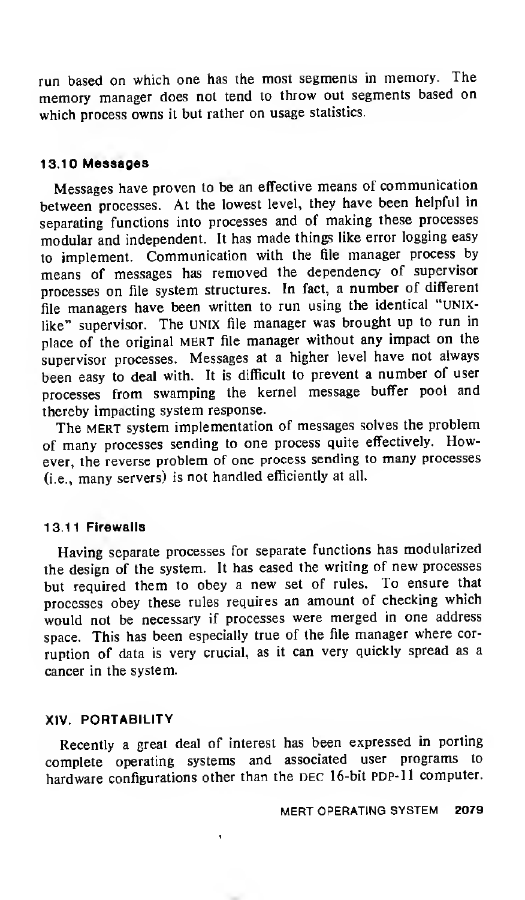run based on which one has the most segments in memory. The memory manager does not tend to throw out segments based on which process owns it but rather on usage statistics.

### 13.10 Messages

Messages have proven to be an effective means of communication between processes. At the lowest level, they have been helpful in separating functions into processes and of making these processes modular and independent. It has made things like error logging easy to implement. Communication with the file manager process by means of messages has removed the dependency of supervisor processes on file system structures. In fact, a number of different file managers have been written to run using the identical "UNIX-like" supervisor. The UNIX file manager was brought up to run in place of the original MERT file manager without any impact on the supervisor processes. Messages at a higher level have not always been easy to deal with. It is difficult to prevent a number of user processes from swamping the kernel message buffer pool and thereby impacting system response.

The MERT system implementation of messages solves the problem of many processes sending to one process quite effectively. However, the reverse problem of one process sending to many processes (i.e., many servers) is not handled efficiently at all.

### 13.11 Firewalls

Having separate processes for separate functions has modularized the design of the system. It has eased the writing of new processes but required them to obey a new set of rules. To ensure that processes obey these rules requires an amount of checking which would not be necessary if processes were merged in one address space. This has been especially true of the file manager where corruption of data is very crucial, as it can very quickly spread as a cancer in the system.

## XIV. PORTABILITY

Recently a great deal of interest has been expressed in porting complete operating systems and associated user programs to hardware configurations other than the DEC 16-bit PDP-11 computer.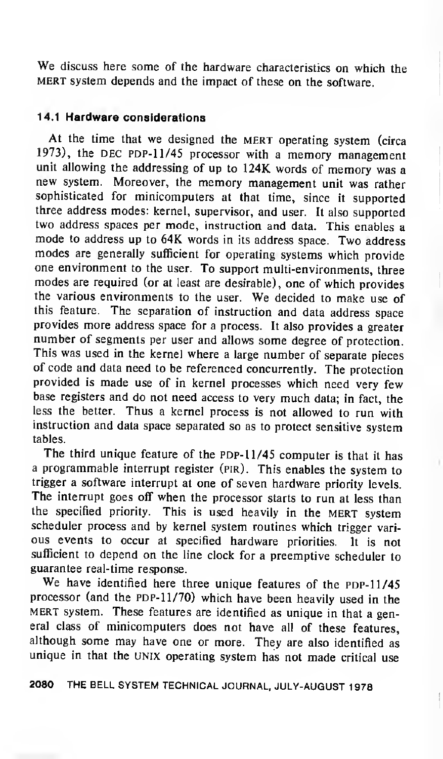We discuss here some of the hardware characteristics on which the MERT system depends and the impact of these on the software.

### 14.1 Hardware considerations

At the time that we designed the MERT operating system (circa 1973), the DEC PDP-11/45 processor with a memory management unit allowing the addressing of up to 124K words of memory was a new system. Moreover, the memory management unit was rather sophisticated for minicomputers at that time, since it supported three address modes: kernel, supervisor, and user. It also supported two address spaces per mode, instruction and data. This enables a mode to address up to 64K words in its address space. Two address modes are generally sufficient for operating systems which provide one environment to the user. To support multi-environments, three modes are required (or at least are desirable), one of which provides the various environments to the user. We decided to make use of this feature. The separation of instruction and data address space provides more address space for a process. It also provides a greater number of segments per user and allows some degree of protection. This was used in the kernel where a large number of separate pieces of code and data need to be referenced concurrently. The protection provided is made use of in kernel processes which need very few base registers and do not need access to very much data; in fact, the less the better. Thus a kernel process is not allowed to run with instruction and data space separated so as to protect sensitive system tables.

The third unique feature of the PDP-11/45 computer is that it has a programmable interrupt register (PIR). This enables the system to trigger a software interrupt at one of seven hardware priority levels. The interrupt goes off when the processor starts to run at less than the specified priority. This is used heavily in the MERT system scheduler process and by kernel system routines which trigger various events to occur at specified hardware priorities. It is not sufficient to depend on the line clock for a preemptive scheduler to guarantee real-time response.

We have identified here three unique features of the PDP-11/45 processor (and the PDP-11/70) which have been heavily used in the MERT system. These features are identified as unique in that a general class of minicomputers does not have all of these features, although some may have one or more. They are also identified as unique in that the UNIX operating system has not made critical use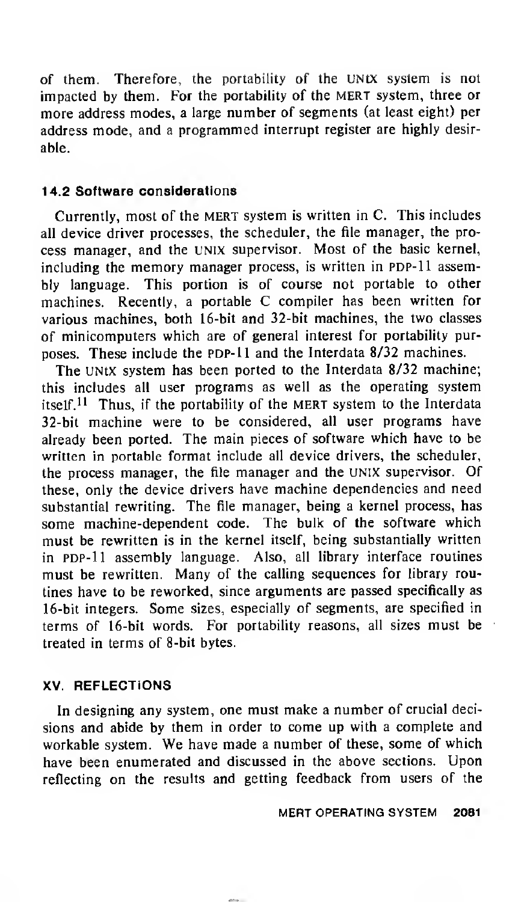of them. Therefore, the portability of the UNIX system is not impacted by them. For the portability of the MERT system, three or more address modes, a large number of segments (at least eight) per address mode, and a programmed interrupt register are highly desirable.

### 14.2 Software considerations

Currently, most of the MERT system is written in C. This includes all device driver processes, the scheduler, the file manager, the process manager, and the UNIX supervisor. Most of the basic kernel, including the memory manager process, is written in PDP-11 assembly language. This portion is of course not portable to other machines. Recently, a portable C compiler has been written for various machines, both 16-bit and 32-bit machines, the two classes of minicomputers which are of general interest for portability purposes. These include the PDP-11 and the Interdata 8/32 machines.

The UNIX system has been ported to the Interdata 8/32 machine; this includes all user programs as well as the operating system itself.[11] Thus, if the portability of the MERT system to the Interdata 32-bit machine were to be considered, all user programs have already been ported. The main pieces of software which have to be written in portable format include all device drivers, the scheduler, the process manager, the file manager and the UNIX supervisor. Of these, only the device drivers have machine dependencies and need substantial rewriting. The file manager, being a kernel process, has some machine-dependent code. The bulk of the software which must be rewritten is in the kernel itself, being substantially written in PDP-11 assembly language. Also, all library interface routines must be rewritten. Many of the calling sequences for library routines have to be reworked, since arguments are passed specifically as 16-bit integers. Some sizes, especially of segments, are specified in terms of 16-bit words. For portability reasons, all sizes must be treated in terms of 8-bit bytes.

## XV. REFLECTIONS

In designing any system, one must make a number of crucial decisions and abide by them in order to come up with a complete and workable system. We have made a number of these, some of which have been enumerated and discussed in the above sections. Upon reflecting on the results and getting feedback from users of the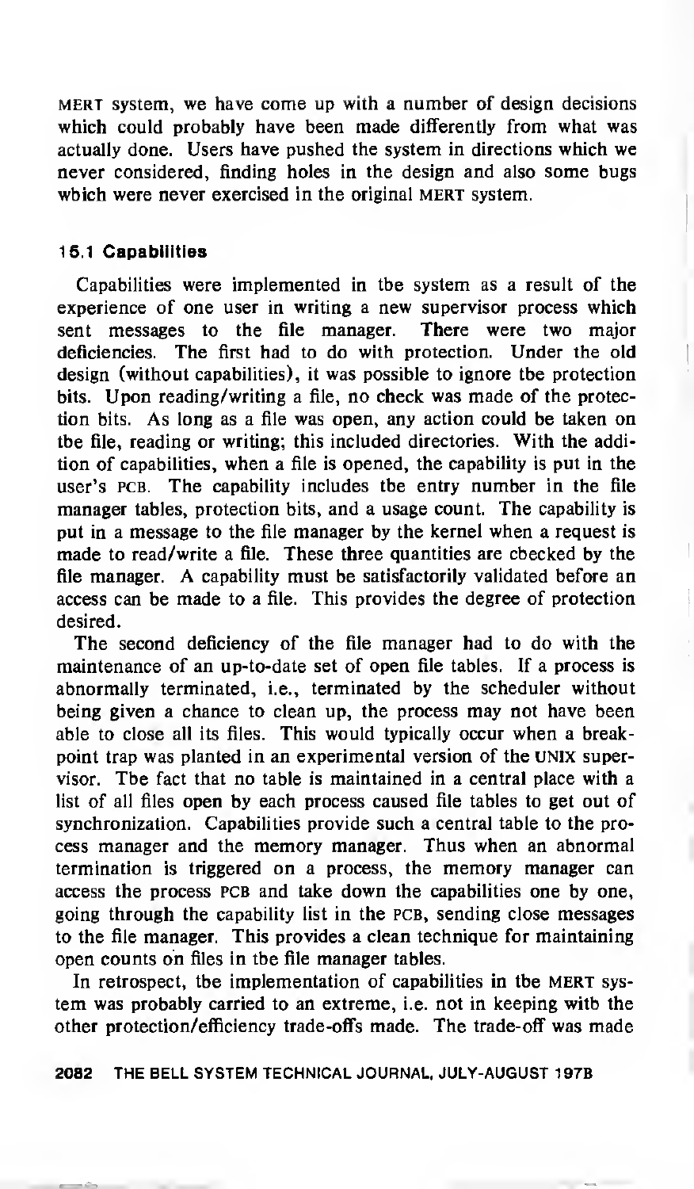MERT system, we have come up with a number of design decisions which could probably have been made differently from what was actually done. Users have pushed the system in directions which we never considered, finding holes in the design and also some bugs which were never exercised in the original MERT system.

### 15.1 Capabilities

Capabilities were implemented in the system as a result of the experience of one user in writing a new supervisor process which sent messages to the file manager. There were two major deficiencies. The first had to do with protection. Under the old design (without capabilities), it was possible to ignore the protection bits. Upon reading/writing a file, no check was made of the protection bits. As long as a file was open, any action could be taken on the file, reading or writing; this included directories. With the addition of capabilities, when a file is opened, the capability is put in the user's PCB. The capability includes the entry number in the file manager tables, protection bits, and a usage count. The capability is put in a message to the file manager by the kernel when a request is made to read/write a file. These three quantities are checked by the file manager. A capability must be satisfactorily validated before an access can be made to a file. This provides the degree of protection desired.

The second deficiency of the file manager had to do with the maintenance of an up-to-date set of open file tables. If a process is abnormally terminated, i.e., terminated by the scheduler without being given a chance to clean up, the process may not have been able to close all its files. This would typically occur when a breakpoint trap was planted in an experimental version of the UNIX supervisor. The fact that no table is maintained in a central place with a list of all files open by each process caused file tables to get out of synchronization. Capabilities provide such a central table to the process manager and the memory manager. Thus when an abnormal termination is triggered on a process, the memory manager can access the process PCB and take down the capabilities one by one, going through the capability list in the PCB, sending close messages to the file manager. This provides a clean technique for maintaining open counts on files in the file manager tables.

In retrospect, the implementation of capabilities in the MERT system was probably carried to an extreme, i.e. not in keeping with the other protection/efficiency trade-offs made. The trade-off was made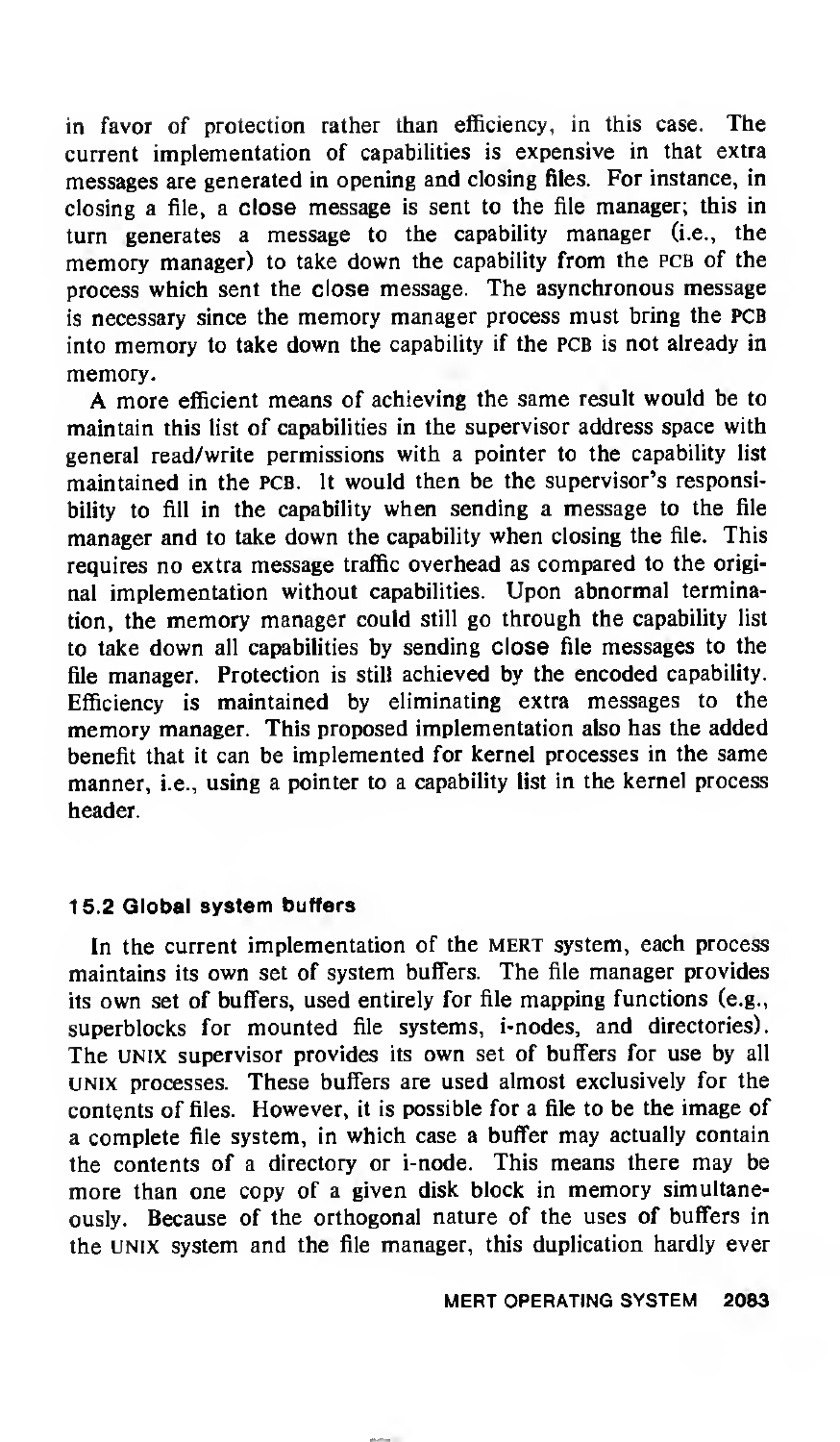in favor of protection rather than efficiency, in this case. The current implementation of capabilities is expensive in that extra messages are generated in opening and closing files. For instance, in closing a file, a close message is sent to the file manager; this in turn generates a message to the capability manager (i.e., the memory manager) to take down the capability from the PCB of the process which sent the close message. The asynchronous message is necessary since the memory manager process must bring the PCB into memory to take down the capability if the PCB is not already in memory.

A more efficient means of achieving the same result would be to maintain this list of capabilities in the supervisor address space with general read/write permissions with a pointer to the capability list maintained in the PCB. It would then be the supervisor's responsibility to fill in the capability when sending a message to the file manager and to take down the capability when closing the file. This requires no extra message traffic overhead as compared to the original implementation without capabilities. Upon abnormal termination, the memory manager could still go through the capability list to take down all capabilities by sending close file messages to the file manager. Protection is still achieved by the encoded capability. Efficiency is maintained by eliminating extra messages to the memory manager. This proposed implementation also has the added benefit that it can be implemented for kernel processes in the same manner, i.e., using a pointer to a capability list in the kernel process header.

### 15.2 Global system buffers

In the current implementation of the MERT system, each process maintains its own set of system buffers. The file manager provides its own set of buffers, used entirely for file mapping functions (e.g., superblocks for mounted file systems, i-nodes, and directories). The UNIX supervisor provides its own set of buffers for use by all UNIX processes. These buffers are used almost exclusively for the contents of files. However, it is possible for a file to be the image of a complete file system, in which case a buffer may actually contain the contents of a directory or i-node. This means there may be more than one copy of a given disk block in memory simultaneously. Because of the orthogonal nature of the uses of buffers in the UNIX system and the file manager, this duplication hardly ever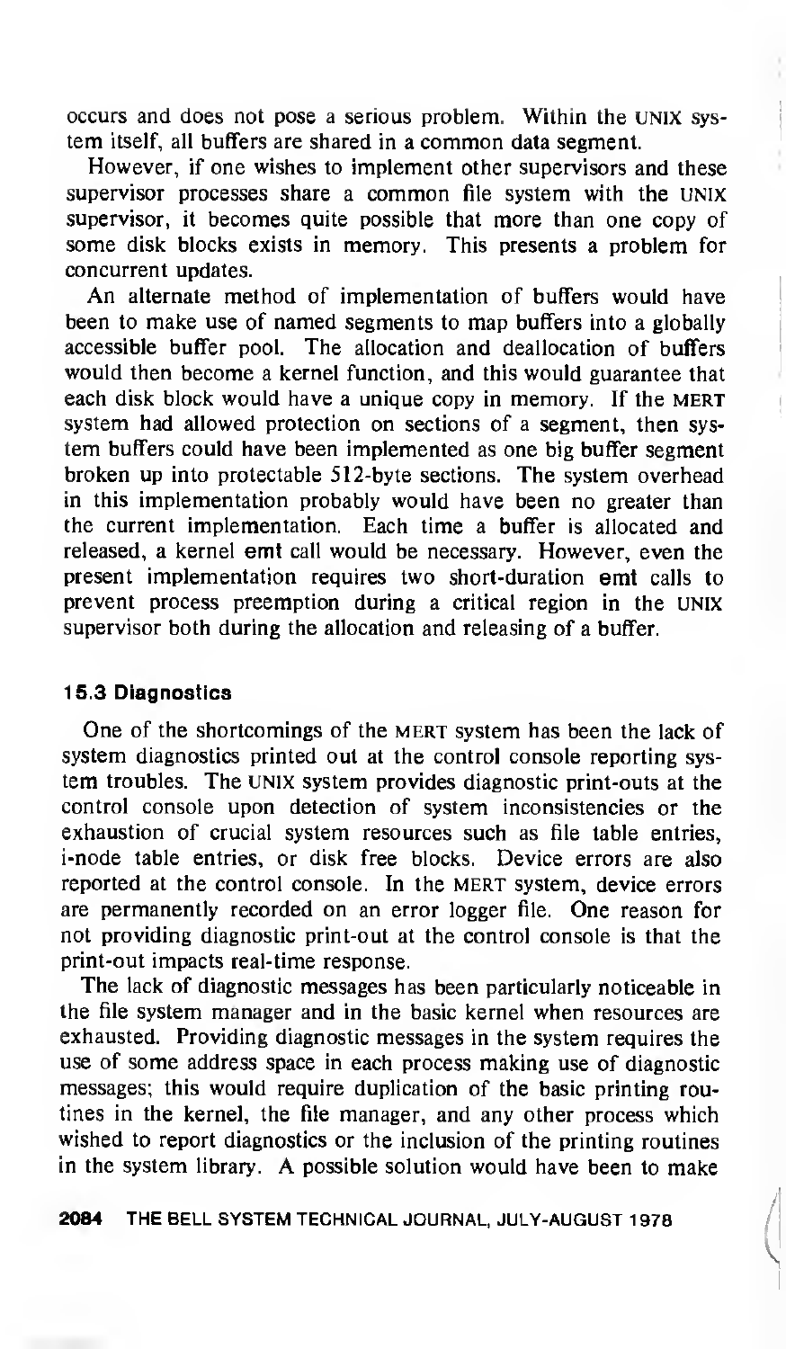occurs and does not pose a serious problem. Within the UNIX system itself, all buffers are shared in a common data segment.

However, if one wishes to implement other supervisors and these supervisor processes share a common file system with the UNIX supervisor, it becomes quite possible that more than one copy of some disk blocks exists in memory. This presents a problem for concurrent updates.

An alternate method of implementation of buffers would have been to make use of named segments to map buffers into a globally accessible buffer pool. The allocation and deallocation of buffers would then become a kernel function, and this would guarantee that each disk block would have a unique copy in memory. If the MERT system had allowed protection on sections of a segment, then system buffers could have been implemented as one big buffer segment broken up into protectable 512-byte sections. The system overhead in this implementation probably would have been no greater than the current implementation. Each time a buffer is allocated and released, a kernel **emt** call would be necessary. However, even the present implementation requires two short-duration **emt** calls to prevent process preemption during a critical region in the UNIX supervisor both during the allocation and releasing of a buffer.

### 15.3 Diagnostics

One of the shortcomings of the MERT system has been the lack of system diagnostics printed out at the control console reporting system troubles. The UNIX system provides diagnostic print-outs at the control console upon detection of system inconsistencies or the exhaustion of crucial system resources such as file table entries, i-node table entries, or disk free blocks. Device errors are also reported at the control console. In the MERT system, device errors are permanently recorded on an error logger file. One reason for not providing diagnostic print-out at the control console is that the print-out impacts real-time response.

The lack of diagnostic messages has been particularly noticeable in the file system manager and in the basic kernel when resources are exhausted. Providing diagnostic messages in the system requires the use of some address space in each process making use of diagnostic messages; this would require duplication of the basic printing routines in the kernel, the file manager, and any other process which wished to report diagnostics or the inclusion of the printing routines in the system library. A possible solution would have been to make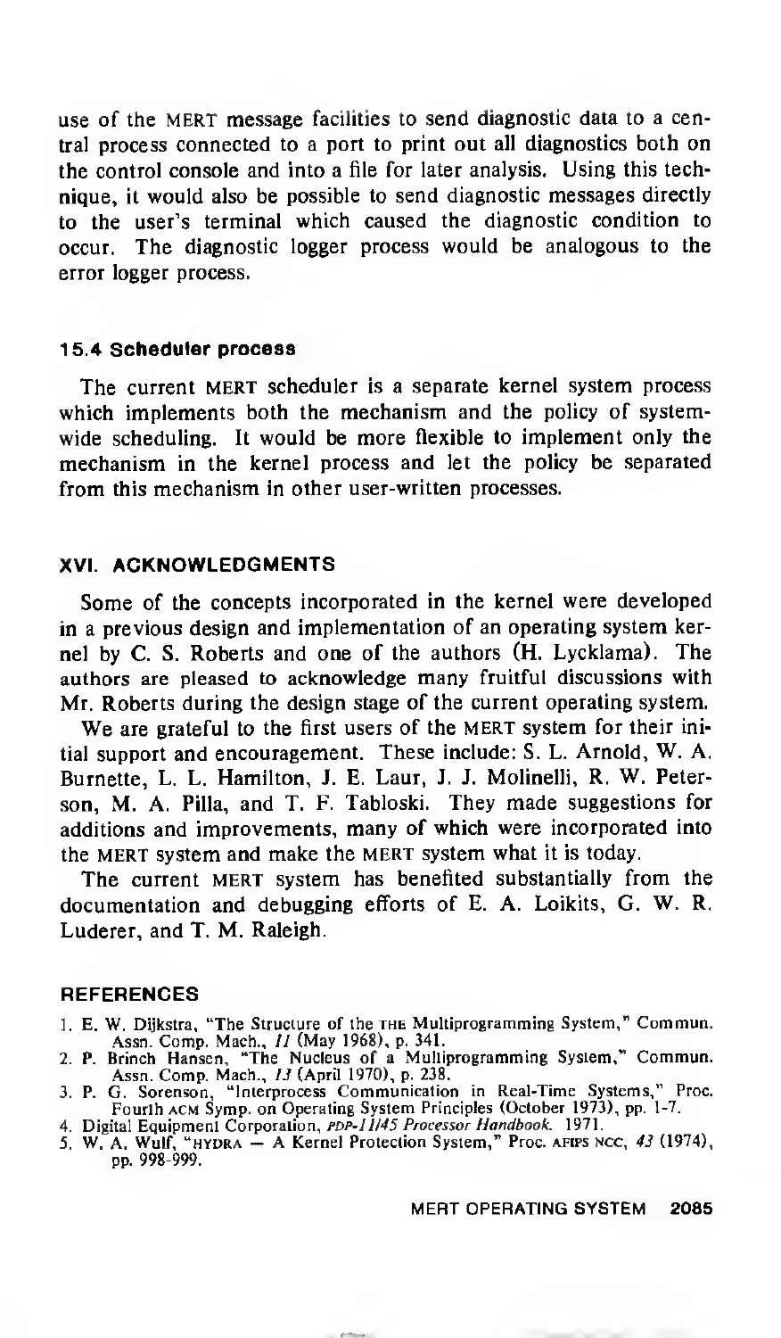use of the MERT message facilities to send diagnostic data to a central process connected to a port to print out all diagnostics both on the control console and into a file for later analysis. Using this technique, it would also be possible to send diagnostic messages directly to the user's terminal which caused the diagnostic condition to occur. The diagnostic logger process would be analogous to the error logger process.

### 15.4 Scheduler process

The current MERT scheduler is a separate kernel system process which implements both the mechanism and the policy of system-wide scheduling. It would be more flexible to implement only the mechanism in the kernel process and let the policy be separated from this mechanism in other user-written processes.

## XVI. ACKNOWLEDGMENTS

Some of the concepts incorporated in the kernel were developed in a previous design and implementation of an operating system kernel by C. S. Roberts and one of the authors (H. Lycklama). The authors are pleased to acknowledge many fruitful discussions with Mr. Roberts during the design stage of the current operating system.

We are grateful to the first users of the MERT system for their initial support and encouragement. These include: S. L. Arnold, W. A. Burnette, L. L. Hamilton, J. E. Laur, J. J. Molinelli, R. W. Peterson, M. A. Pilla, and T. F. Tabloski. They made suggestions for additions and improvements, many of which were incorporated into the MERT system and make the MERT system what it is today.

The current MERT system has benefited substantially from the documentation and debugging efforts of E. A. Loikits, G. W. R. Luderer, and T. M. Raleigh.

## REFERENCES

1. E. W. Dijkstra, "The Structure of the THE Multiprogramming System," Commun. Assn. Comp. Mach., *11* (May 1968), p. 341.
2. P. Brinch Hansen, "The Nucleus of a Multiprogramming System," Commun. Assn. Comp. Mach., *13* (April 1970), p. 238.
3. P. G. Sorenson, "Interprocess Communication in Real-Time Systems," Proc. Fourth ACM Symp. on Operating System Principles (October 1973), pp. 1-7.
4. Digital Equipment Corporation, *PDP-11/45 Processor Handbook*. 1971.
5. W. A. Wulf, "HYDRA — A Kernel Protection System," Proc. AFIPS NCC, *43* (1974), pp. 998-999.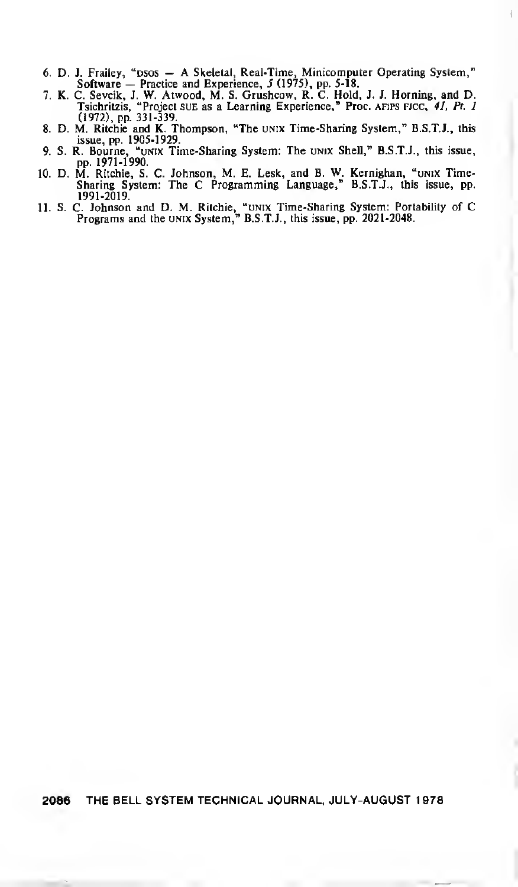6. D. J. Frailey, "DSOS — A Skeletal, Real-Time, Minicomputer Operating System," Software — Practice and Experience, *5* (1975), pp. 5-18.
7. K. C. Sevcik, J. W. Atwood, M. S. Grushcow, R. C. Hold, J. J. Horning, and D. Tsichritzis, "Project SUE as a Learning Experience," Proc. AFIPS FJCC, *41, Pt. 1* (1972), pp. 331-339.
8. D. M. Ritchie and K. Thompson, "The UNIX Time-Sharing System," B.S.T.J., this issue, pp. 1905-1929.
9. S. R. Bourne, "UNIX Time-Sharing System: The UNIX Shell," B.S.T.J., this issue, pp. 1971-1990.
10. D. M. Ritchie, S. C. Johnson, M. E. Lesk, and B. W. Kernighan, "UNIX Time-Sharing System: The C Programming Language," B.S.T.J., this issue, pp. 1991-2019.
11. S. C. Johnson and D. M. Ritchie, "UNIX Time-Sharing System: Portability of C Programs and the UNIX System," B.S.T.J., this issue, pp. 2021-2048.